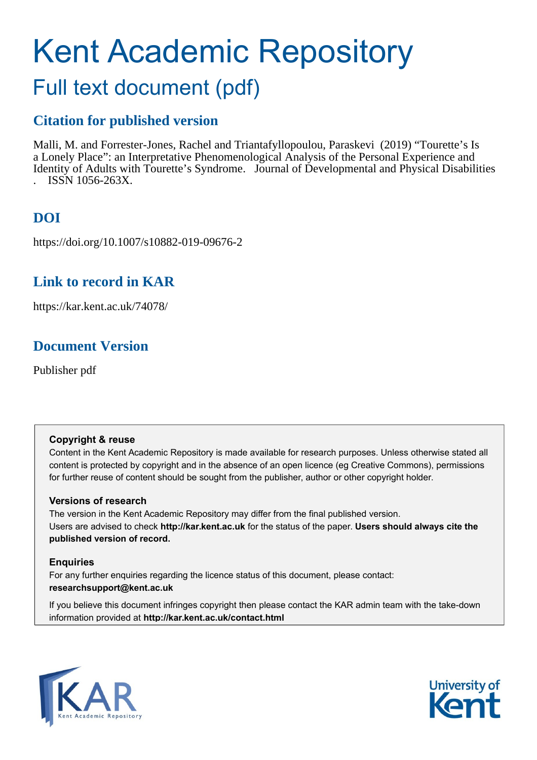# Kent Academic Repository

## Full text document (pdf)

## Citation for published version

Malli, M. and Forrester-Jones, Rachel and Triantafyllopoulou, Paraskevi (2019) "Tourette's Is a Lonely Place": an Interpretative Phenomenological Analysis of the Personal Experience and Identity of Adults with Tourette's Syndrome. Journal of Developmental and Physical Disabilities . ISSN 1056-263X.

## DOI

https://doi.org/10.1007/s10882-019-09676-2

## Link to record in KAR

https://kar.kent.ac.uk/74078/

## Document Version

Publisher pdf

### Copyright & reuse

Content in the Kent Academic Repository is made available for research purposes. Unless otherwise stated all content is protected by copyright and in the absence of an open licence (eg Creative Commons), permissions for further reuse of content should be sought from the publisher, author or other copyright holder.

### Versions of research

The version in the Kent Academic Repository may differ from the final published version. Users are advised to check **http://kar.kent.ac.uk** for the status of the paper. **Users should always cite the published version of record.**

### Enquiries

For any further enquiries regarding the licence status of this document, please contact: **researchsupport@kent.ac.uk**

If you believe this document infringes copyright then please contact the KAR admin team with the take-down information provided at **http://kar.kent.ac.uk/contact.html**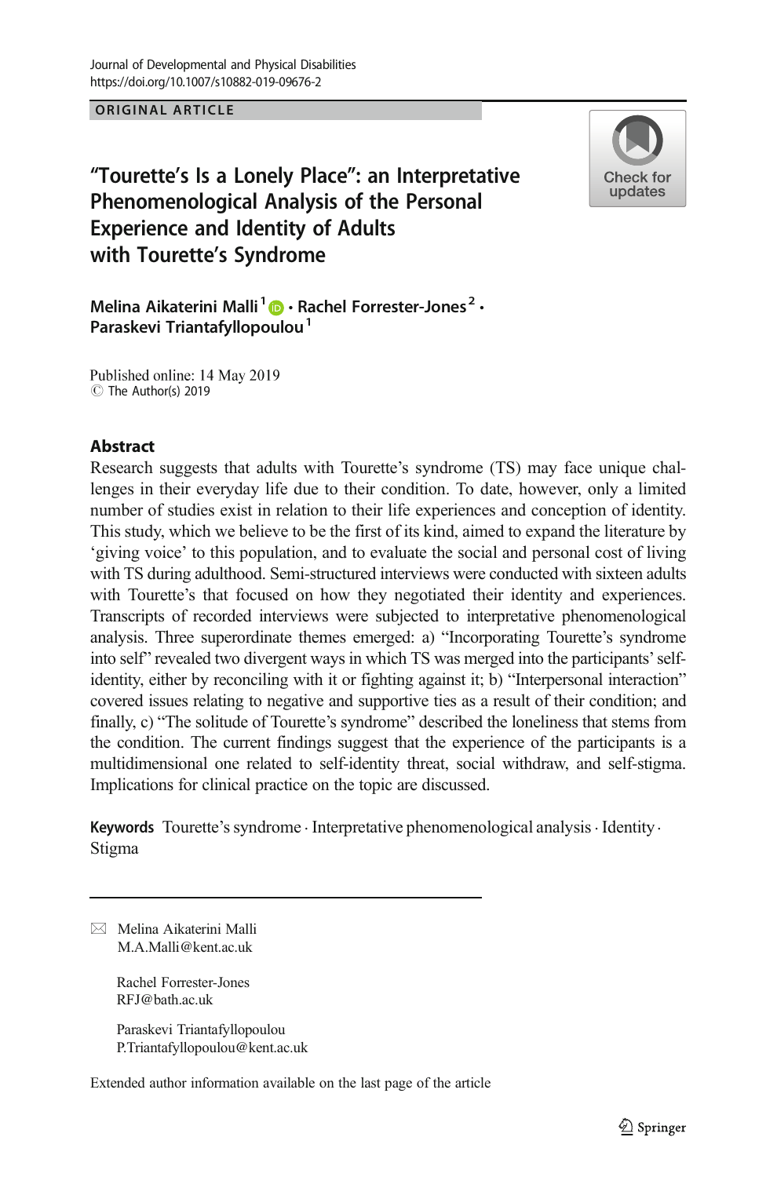ORIGINAL ARTICLE

# "Tourette's Is a Lonely Place": an Interpretative Phenomenological Analysis of the Personal Experience and Identity of Adults with Tourette's Syndrome

**Melina Aikaterini Malli**[1] **· Rachel Forrester-Jones**[2] **· Paraskevi Triantafyllopoulou**[1]

Published online: 14 May 2019
© The Author(s) 2019

## Abstract

Research suggests that adults with Tourette's syndrome (TS) may face unique challenges in their everyday life due to their condition. To date, however, only a limited number of studies exist in relation to their life experiences and conception of identity. This study, which we believe to be the first of its kind, aimed to expand the literature by 'giving voice' to this population, and to evaluate the social and personal cost of living with TS during adulthood. Semi-structured interviews were conducted with sixteen adults with Tourette's that focused on how they negotiated their identity and experiences. Transcripts of recorded interviews were subjected to interpretative phenomenological analysis. Three superordinate themes emerged: a) "Incorporating Tourette's syndrome into self" revealed two divergent ways in which TS was merged into the participants' self-identity, either by reconciling with it or fighting against it; b) "Interpersonal interaction" covered issues relating to negative and supportive ties as a result of their condition; and finally, c) "The solitude of Tourette's syndrome" described the loneliness that stems from the condition. The current findings suggest that the experience of the participants is a multidimensional one related to self-identity threat, social withdraw, and self-stigma. Implications for clinical practice on the topic are discussed.

**Keywords** Tourette's syndrome · Interpretative phenomenological analysis · Identity · Stigma

---

✉ Melina Aikaterini Malli
M.A.Malli@kent.ac.uk

Rachel Forrester-Jones
RFJ@bath.ac.uk

Paraskevi Triantafyllopoulou
P.Triantafyllopoulou@kent.ac.uk

Extended author information available on the last page of the article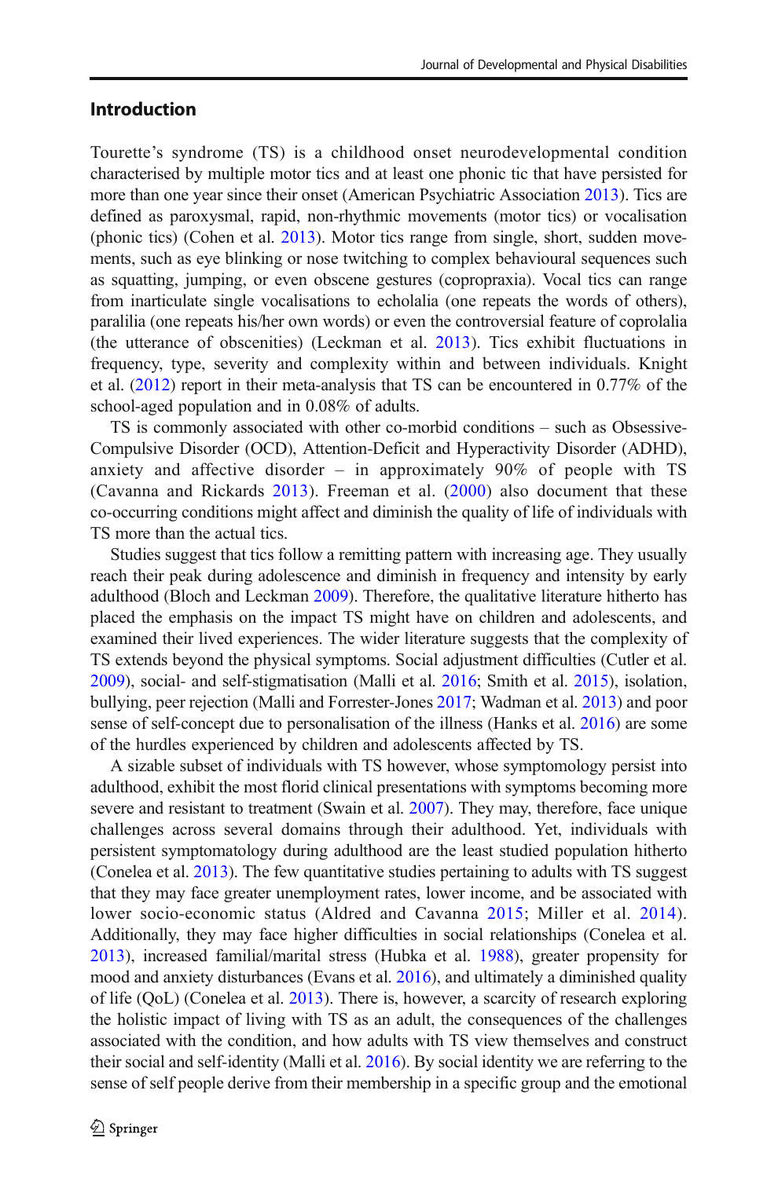## Introduction

Tourette's syndrome (TS) is a childhood onset neurodevelopmental condition characterised by multiple motor tics and at least one phonic tic that have persisted for more than one year since their onset (American Psychiatric Association 2013). Tics are defined as paroxysmal, rapid, non-rhythmic movements (motor tics) or vocalisation (phonic tics) (Cohen et al. 2013). Motor tics range from single, short, sudden movements, such as eye blinking or nose twitching to complex behavioural sequences such as squatting, jumping, or even obscene gestures (copropraxia). Vocal tics can range from inarticulate single vocalisations to echolalia (one repeats the words of others), paralilia (one repeats his/her own words) or even the controversial feature of coprolalia (the utterance of obscenities) (Leckman et al. 2013). Tics exhibit fluctuations in frequency, type, severity and complexity within and between individuals. Knight et al. (2012) report in their meta-analysis that TS can be encountered in 0.77% of the school-aged population and in 0.08% of adults.

TS is commonly associated with other co-morbid conditions – such as Obsessive-Compulsive Disorder (OCD), Attention-Deficit and Hyperactivity Disorder (ADHD), anxiety and affective disorder – in approximately 90% of people with TS (Cavanna and Rickards 2013). Freeman et al. (2000) also document that these co-occurring conditions might affect and diminish the quality of life of individuals with TS more than the actual tics.

Studies suggest that tics follow a remitting pattern with increasing age. They usually reach their peak during adolescence and diminish in frequency and intensity by early adulthood (Bloch and Leckman 2009). Therefore, the qualitative literature hitherto has placed the emphasis on the impact TS might have on children and adolescents, and examined their lived experiences. The wider literature suggests that the complexity of TS extends beyond the physical symptoms. Social adjustment difficulties (Cutler et al. 2009), social- and self-stigmatisation (Malli et al. 2016; Smith et al. 2015), isolation, bullying, peer rejection (Malli and Forrester-Jones 2017; Wadman et al. 2013) and poor sense of self-concept due to personalisation of the illness (Hanks et al. 2016) are some of the hurdles experienced by children and adolescents affected by TS.

A sizable subset of individuals with TS however, whose symptomology persist into adulthood, exhibit the most florid clinical presentations with symptoms becoming more severe and resistant to treatment (Swain et al. 2007). They may, therefore, face unique challenges across several domains through their adulthood. Yet, individuals with persistent symptomatology during adulthood are the least studied population hitherto (Conelea et al. 2013). The few quantitative studies pertaining to adults with TS suggest that they may face greater unemployment rates, lower income, and be associated with lower socio-economic status (Aldred and Cavanna 2015; Miller et al. 2014). Additionally, they may face higher difficulties in social relationships (Conelea et al. 2013), increased familial/marital stress (Hubka et al. 1988), greater propensity for mood and anxiety disturbances (Evans et al. 2016), and ultimately a diminished quality of life (QoL) (Conelea et al. 2013). There is, however, a scarcity of research exploring the holistic impact of living with TS as an adult, the consequences of the challenges associated with the condition, and how adults with TS view themselves and construct their social and self-identity (Malli et al. 2016). By social identity we are referring to the sense of self people derive from their membership in a specific group and the emotional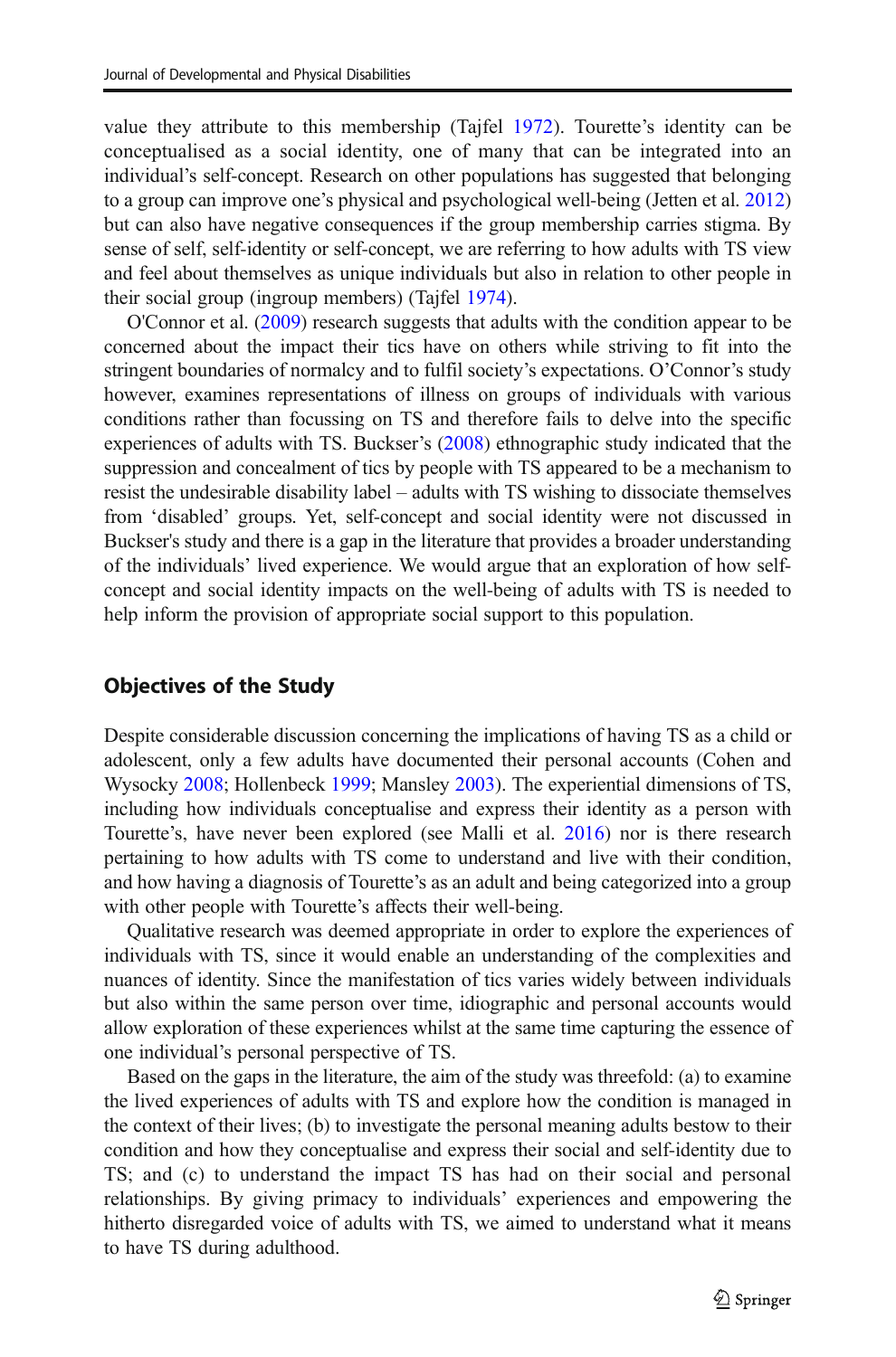value they attribute to this membership (Tajfel 1972). Tourette's identity can be conceptualised as a social identity, one of many that can be integrated into an individual's self-concept. Research on other populations has suggested that belonging to a group can improve one's physical and psychological well-being (Jetten et al. 2012) but can also have negative consequences if the group membership carries stigma. By sense of self, self-identity or self-concept, we are referring to how adults with TS view and feel about themselves as unique individuals but also in relation to other people in their social group (ingroup members) (Tajfel 1974).

O'Connor et al. (2009) research suggests that adults with the condition appear to be concerned about the impact their tics have on others while striving to fit into the stringent boundaries of normalcy and to fulfil society's expectations. O'Connor's study however, examines representations of illness on groups of individuals with various conditions rather than focussing on TS and therefore fails to delve into the specific experiences of adults with TS. Buckser's (2008) ethnographic study indicated that the suppression and concealment of tics by people with TS appeared to be a mechanism to resist the undesirable disability label – adults with TS wishing to dissociate themselves from 'disabled' groups. Yet, self-concept and social identity were not discussed in Buckser's study and there is a gap in the literature that provides a broader understanding of the individuals' lived experience. We would argue that an exploration of how self-concept and social identity impacts on the well-being of adults with TS is needed to help inform the provision of appropriate social support to this population.

## Objectives of the Study

Despite considerable discussion concerning the implications of having TS as a child or adolescent, only a few adults have documented their personal accounts (Cohen and Wysocky 2008; Hollenbeck 1999; Mansley 2003). The experiential dimensions of TS, including how individuals conceptualise and express their identity as a person with Tourette's, have never been explored (see Malli et al. 2016) nor is there research pertaining to how adults with TS come to understand and live with their condition, and how having a diagnosis of Tourette's as an adult and being categorized into a group with other people with Tourette's affects their well-being.

Qualitative research was deemed appropriate in order to explore the experiences of individuals with TS, since it would enable an understanding of the complexities and nuances of identity. Since the manifestation of tics varies widely between individuals but also within the same person over time, idiographic and personal accounts would allow exploration of these experiences whilst at the same time capturing the essence of one individual's personal perspective of TS.

Based on the gaps in the literature, the aim of the study was threefold: (a) to examine the lived experiences of adults with TS and explore how the condition is managed in the context of their lives; (b) to investigate the personal meaning adults bestow to their condition and how they conceptualise and express their social and self-identity due to TS; and (c) to understand the impact TS has had on their social and personal relationships. By giving primacy to individuals' experiences and empowering the hitherto disregarded voice of adults with TS, we aimed to understand what it means to have TS during adulthood.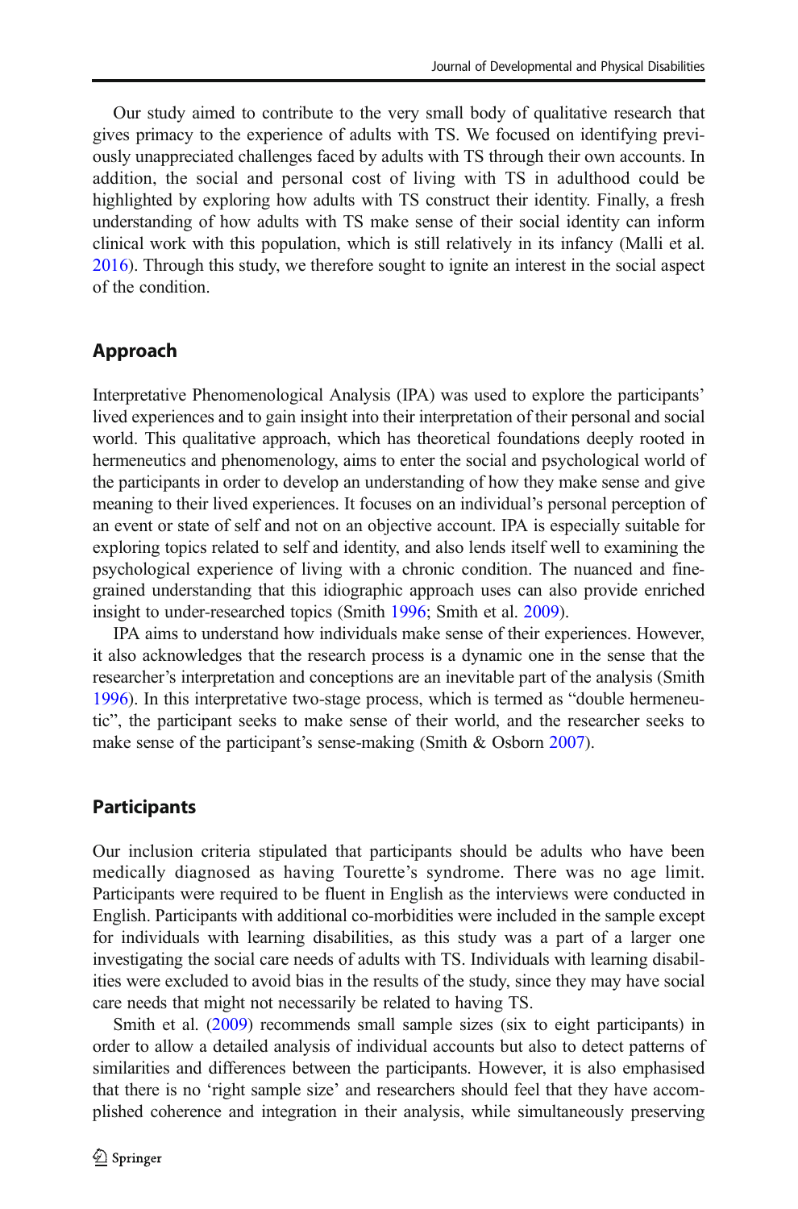Our study aimed to contribute to the very small body of qualitative research that gives primacy to the experience of adults with TS. We focused on identifying previously unappreciated challenges faced by adults with TS through their own accounts. In addition, the social and personal cost of living with TS in adulthood could be highlighted by exploring how adults with TS construct their identity. Finally, a fresh understanding of how adults with TS make sense of their social identity can inform clinical work with this population, which is still relatively in its infancy (Malli et al. 2016). Through this study, we therefore sought to ignite an interest in the social aspect of the condition.

## Approach

Interpretative Phenomenological Analysis (IPA) was used to explore the participants' lived experiences and to gain insight into their interpretation of their personal and social world. This qualitative approach, which has theoretical foundations deeply rooted in hermeneutics and phenomenology, aims to enter the social and psychological world of the participants in order to develop an understanding of how they make sense and give meaning to their lived experiences. It focuses on an individual's personal perception of an event or state of self and not on an objective account. IPA is especially suitable for exploring topics related to self and identity, and also lends itself well to examining the psychological experience of living with a chronic condition. The nuanced and fine-grained understanding that this idiographic approach uses can also provide enriched insight to under-researched topics (Smith 1996; Smith et al. 2009).

IPA aims to understand how individuals make sense of their experiences. However, it also acknowledges that the research process is a dynamic one in the sense that the researcher's interpretation and conceptions are an inevitable part of the analysis (Smith 1996). In this interpretative two-stage process, which is termed as "double hermeneutic", the participant seeks to make sense of their world, and the researcher seeks to make sense of the participant's sense-making (Smith & Osborn 2007).

## Participants

Our inclusion criteria stipulated that participants should be adults who have been medically diagnosed as having Tourette's syndrome. There was no age limit. Participants were required to be fluent in English as the interviews were conducted in English. Participants with additional co-morbidities were included in the sample except for individuals with learning disabilities, as this study was a part of a larger one investigating the social care needs of adults with TS. Individuals with learning disabilities were excluded to avoid bias in the results of the study, since they may have social care needs that might not necessarily be related to having TS.

Smith et al. (2009) recommends small sample sizes (six to eight participants) in order to allow a detailed analysis of individual accounts but also to detect patterns of similarities and differences between the participants. However, it is also emphasised that there is no 'right sample size' and researchers should feel that they have accomplished coherence and integration in their analysis, while simultaneously preserving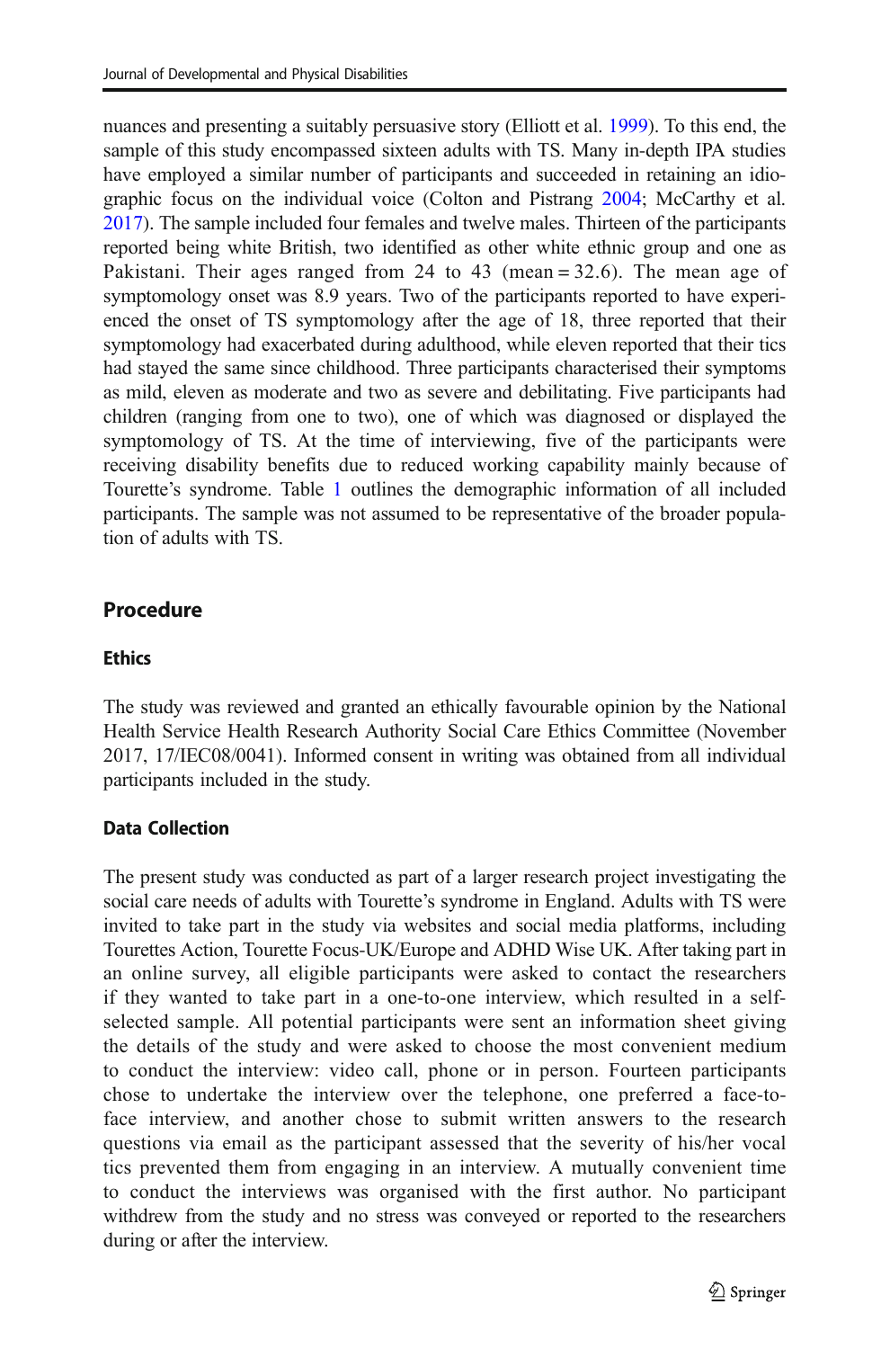nuances and presenting a suitably persuasive story (Elliott et al. 1999). To this end, the sample of this study encompassed sixteen adults with TS. Many in-depth IPA studies have employed a similar number of participants and succeeded in retaining an idiographic focus on the individual voice (Colton and Pistrang 2004; McCarthy et al. 2017). The sample included four females and twelve males. Thirteen of the participants reported being white British, two identified as other white ethnic group and one as Pakistani. Their ages ranged from 24 to 43 (mean = 32.6). The mean age of symptomology onset was 8.9 years. Two of the participants reported to have experienced the onset of TS symptomology after the age of 18, three reported that their symptomology had exacerbated during adulthood, while eleven reported that their tics had stayed the same since childhood. Three participants characterised their symptoms as mild, eleven as moderate and two as severe and debilitating. Five participants had children (ranging from one to two), one of which was diagnosed or displayed the symptomology of TS. At the time of interviewing, five of the participants were receiving disability benefits due to reduced working capability mainly because of Tourette's syndrome. Table 1 outlines the demographic information of all included participants. The sample was not assumed to be representative of the broader population of adults with TS.

## Procedure

### Ethics

The study was reviewed and granted an ethically favourable opinion by the National Health Service Health Research Authority Social Care Ethics Committee (November 2017, 17/IEC08/0041). Informed consent in writing was obtained from all individual participants included in the study.

### Data Collection

The present study was conducted as part of a larger research project investigating the social care needs of adults with Tourette's syndrome in England. Adults with TS were invited to take part in the study via websites and social media platforms, including Tourettes Action, Tourette Focus-UK/Europe and ADHD Wise UK. After taking part in an online survey, all eligible participants were asked to contact the researchers if they wanted to take part in a one-to-one interview, which resulted in a self-selected sample. All potential participants were sent an information sheet giving the details of the study and were asked to choose the most convenient medium to conduct the interview: video call, phone or in person. Fourteen participants chose to undertake the interview over the telephone, one preferred a face-to-face interview, and another chose to submit written answers to the research questions via email as the participant assessed that the severity of his/her vocal tics prevented them from engaging in an interview. A mutually convenient time to conduct the interviews was organised with the first author. No participant withdrew from the study and no stress was conveyed or reported to the researchers during or after the interview.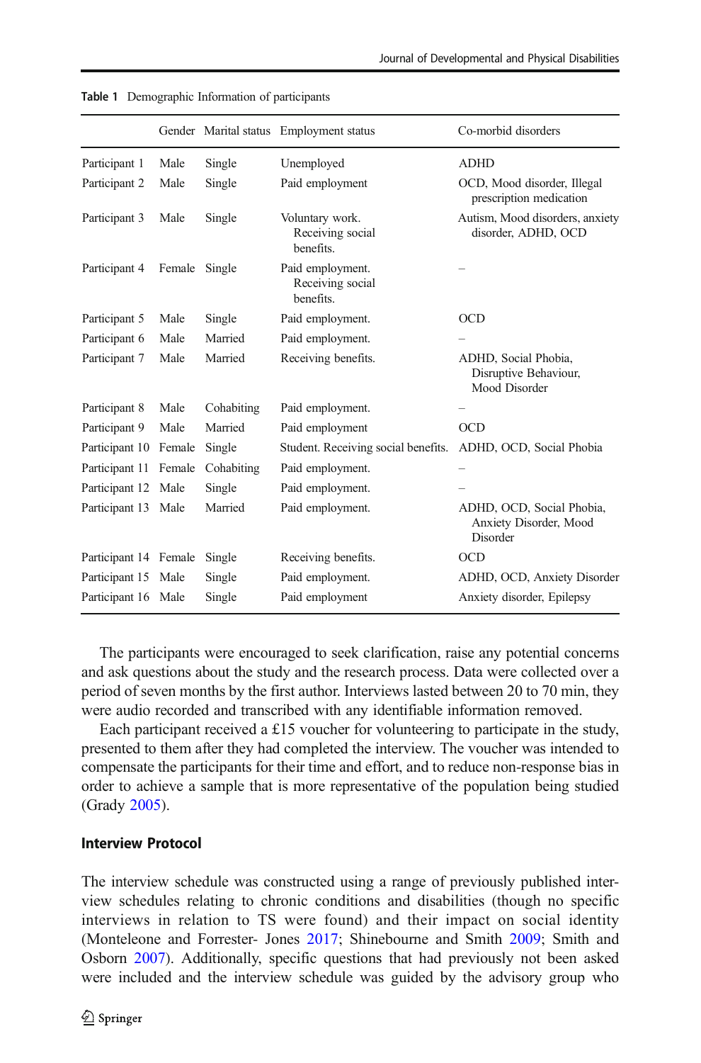**Table 1** Demographic Information of participants

| | Gender | Marital status | Employment status | Co-morbid disorders |
|---|---|---|---|---|
| Participant 1 | Male | Single | Unemployed | ADHD |
| Participant 2 | Male | Single | Paid employment | OCD, Mood disorder, Illegal prescription medication |
| Participant 3 | Male | Single | Voluntary work. Receiving social benefits. | Autism, Mood disorders, anxiety disorder, ADHD, OCD |
| Participant 4 | Female | Single | Paid employment. Receiving social benefits. | – |
| Participant 5 | Male | Single | Paid employment. | OCD |
| Participant 6 | Male | Married | Paid employment. | – |
| Participant 7 | Male | Married | Receiving benefits. | ADHD, Social Phobia, Disruptive Behaviour, Mood Disorder |
| Participant 8 | Male | Cohabiting | Paid employment. | – |
| Participant 9 | Male | Married | Paid employment | OCD |
| Participant 10 | Female | Single | Student. Receiving social benefits. | ADHD, OCD, Social Phobia |
| Participant 11 | Female | Cohabiting | Paid employment. | – |
| Participant 12 | Male | Single | Paid employment. | – |
| Participant 13 | Male | Married | Paid employment. | ADHD, OCD, Social Phobia, Anxiety Disorder, Mood Disorder |
| Participant 14 | Female | Single | Receiving benefits. | OCD |
| Participant 15 | Male | Single | Paid employment. | ADHD, OCD, Anxiety Disorder |
| Participant 16 | Male | Single | Paid employment | Anxiety disorder, Epilepsy |

The participants were encouraged to seek clarification, raise any potential concerns and ask questions about the study and the research process. Data were collected over a period of seven months by the first author. Interviews lasted between 20 to 70 min, they were audio recorded and transcribed with any identifiable information removed.

Each participant received a £15 voucher for volunteering to participate in the study, presented to them after they had completed the interview. The voucher was intended to compensate the participants for their time and effort, and to reduce non-response bias in order to achieve a sample that is more representative of the population being studied (Grady 2005).

### Interview Protocol

The interview schedule was constructed using a range of previously published interview schedules relating to chronic conditions and disabilities (though no specific interviews in relation to TS were found) and their impact on social identity (Monteleone and Forrester- Jones 2017; Shinebourne and Smith 2009; Smith and Osborn 2007). Additionally, specific questions that had previously not been asked were included and the interview schedule was guided by the advisory group who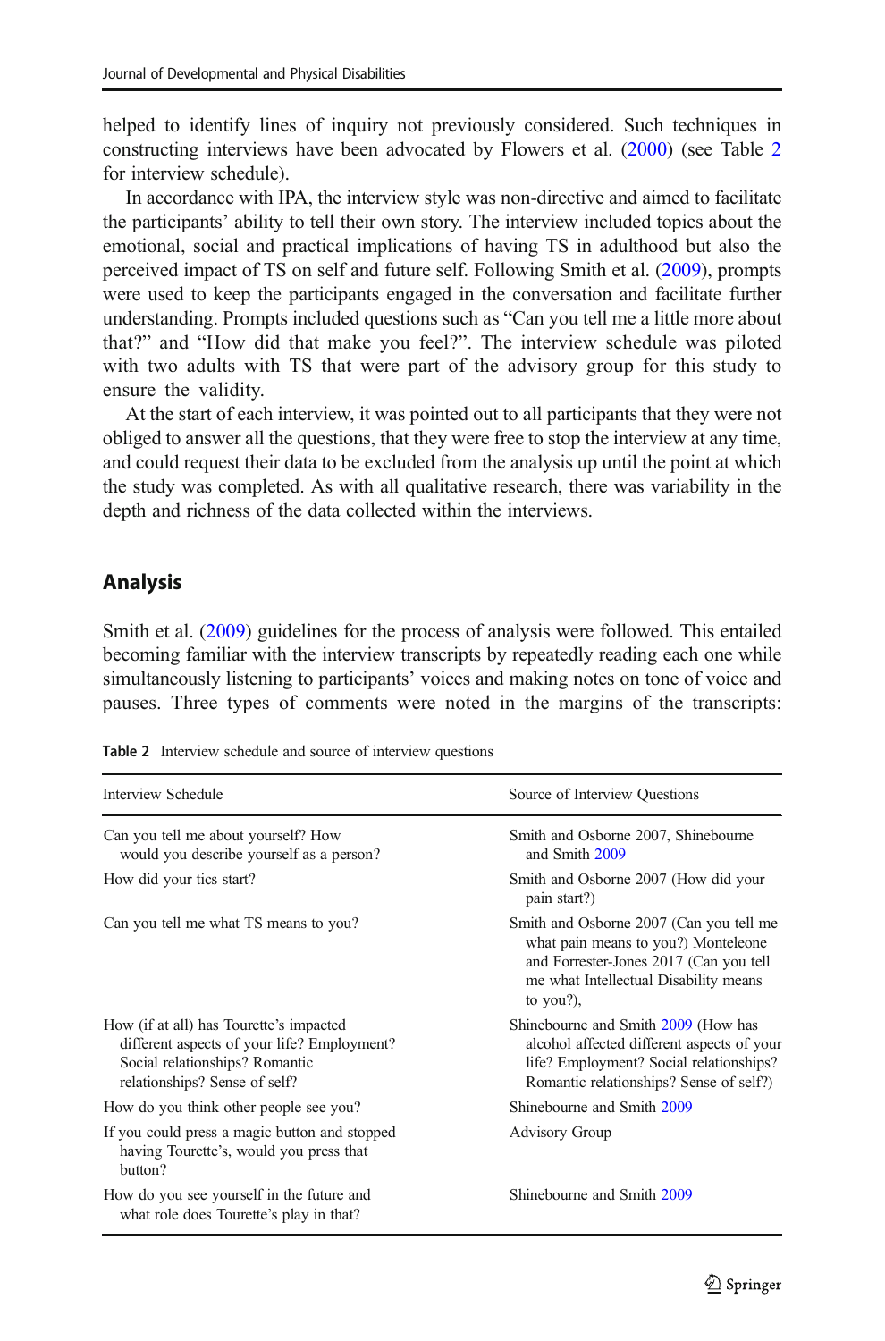helped to identify lines of inquiry not previously considered. Such techniques in constructing interviews have been advocated by Flowers et al. (2000) (see Table 2 for interview schedule).

In accordance with IPA, the interview style was non-directive and aimed to facilitate the participants' ability to tell their own story. The interview included topics about the emotional, social and practical implications of having TS in adulthood but also the perceived impact of TS on self and future self. Following Smith et al. (2009), prompts were used to keep the participants engaged in the conversation and facilitate further understanding. Prompts included questions such as "Can you tell me a little more about that?" and "How did that make you feel?". The interview schedule was piloted with two adults with TS that were part of the advisory group for this study to ensure the validity.

At the start of each interview, it was pointed out to all participants that they were not obliged to answer all the questions, that they were free to stop the interview at any time, and could request their data to be excluded from the analysis up until the point at which the study was completed. As with all qualitative research, there was variability in the depth and richness of the data collected within the interviews.

## Analysis

Smith et al. (2009) guidelines for the process of analysis were followed. This entailed becoming familiar with the interview transcripts by repeatedly reading each one while simultaneously listening to participants' voices and making notes on tone of voice and pauses. Three types of comments were noted in the margins of the transcripts:

**Table 2** Interview schedule and source of interview questions

| Interview Schedule | Source of Interview Questions |
|---|---|
| Can you tell me about yourself? How would you describe yourself as a person? | Smith and Osborne 2007, Shinebourne and Smith 2009 |
| How did your tics start? | Smith and Osborne 2007 (How did your pain start?) |
| Can you tell me what TS means to you? | Smith and Osborne 2007 (Can you tell me what pain means to you?) Monteleone and Forrester-Jones 2017 (Can you tell me what Intellectual Disability means to you?), |
| How (if at all) has Tourette's impacted different aspects of your life? Employment? Social relationships? Romantic relationships? Sense of self? | Shinebourne and Smith 2009 (How has alcohol affected different aspects of your life? Employment? Social relationships? Romantic relationships? Sense of self?) |
| How do you think other people see you? | Shinebourne and Smith 2009 |
| If you could press a magic button and stopped having Tourette's, would you press that button? | Advisory Group |
| How do you see yourself in the future and what role does Tourette's play in that? | Shinebourne and Smith 2009 |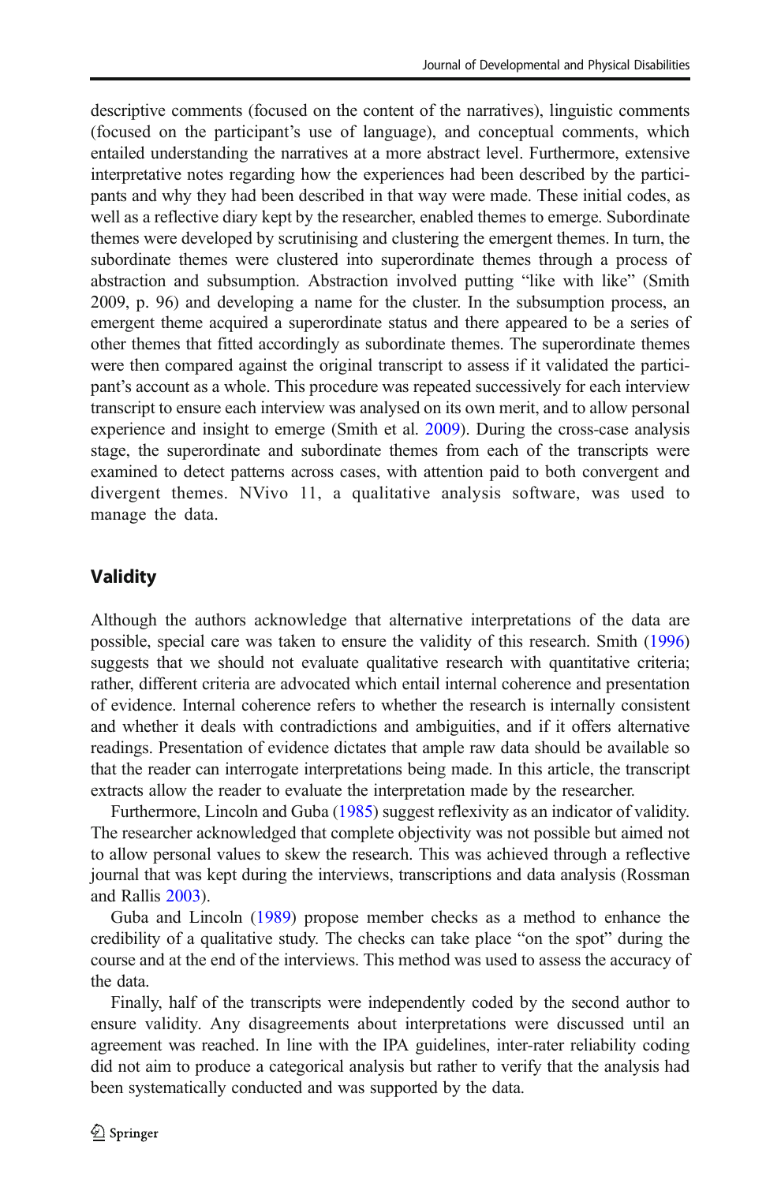descriptive comments (focused on the content of the narratives), linguistic comments (focused on the participant's use of language), and conceptual comments, which entailed understanding the narratives at a more abstract level. Furthermore, extensive interpretative notes regarding how the experiences had been described by the participants and why they had been described in that way were made. These initial codes, as well as a reflective diary kept by the researcher, enabled themes to emerge. Subordinate themes were developed by scrutinising and clustering the emergent themes. In turn, the subordinate themes were clustered into superordinate themes through a process of abstraction and subsumption. Abstraction involved putting "like with like" (Smith 2009, p. 96) and developing a name for the cluster. In the subsumption process, an emergent theme acquired a superordinate status and there appeared to be a series of other themes that fitted accordingly as subordinate themes. The superordinate themes were then compared against the original transcript to assess if it validated the participant's account as a whole. This procedure was repeated successively for each interview transcript to ensure each interview was analysed on its own merit, and to allow personal experience and insight to emerge (Smith et al. 2009). During the cross-case analysis stage, the superordinate and subordinate themes from each of the transcripts were examined to detect patterns across cases, with attention paid to both convergent and divergent themes. NVivo 11, a qualitative analysis software, was used to manage the data.

## Validity

Although the authors acknowledge that alternative interpretations of the data are possible, special care was taken to ensure the validity of this research. Smith (1996) suggests that we should not evaluate qualitative research with quantitative criteria; rather, different criteria are advocated which entail internal coherence and presentation of evidence. Internal coherence refers to whether the research is internally consistent and whether it deals with contradictions and ambiguities, and if it offers alternative readings. Presentation of evidence dictates that ample raw data should be available so that the reader can interrogate interpretations being made. In this article, the transcript extracts allow the reader to evaluate the interpretation made by the researcher.

Furthermore, Lincoln and Guba (1985) suggest reflexivity as an indicator of validity. The researcher acknowledged that complete objectivity was not possible but aimed not to allow personal values to skew the research. This was achieved through a reflective journal that was kept during the interviews, transcriptions and data analysis (Rossman and Rallis 2003).

Guba and Lincoln (1989) propose member checks as a method to enhance the credibility of a qualitative study. The checks can take place "on the spot" during the course and at the end of the interviews. This method was used to assess the accuracy of the data.

Finally, half of the transcripts were independently coded by the second author to ensure validity. Any disagreements about interpretations were discussed until an agreement was reached. In line with the IPA guidelines, inter-rater reliability coding did not aim to produce a categorical analysis but rather to verify that the analysis had been systematically conducted and was supported by the data.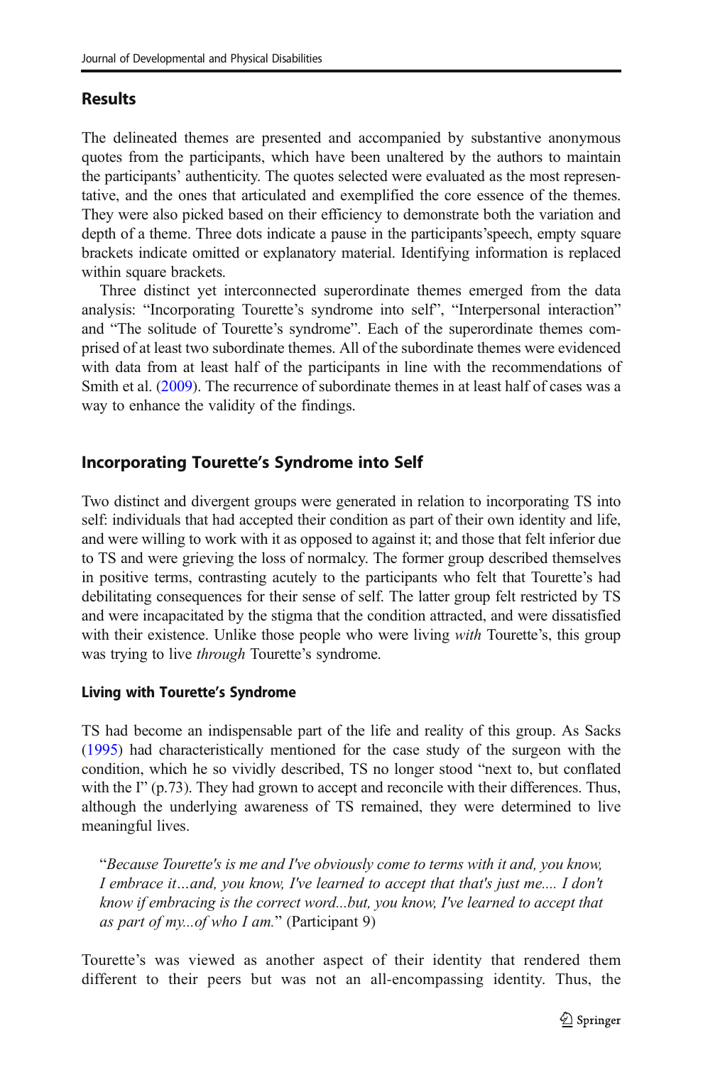## Results

The delineated themes are presented and accompanied by substantive anonymous quotes from the participants, which have been unaltered by the authors to maintain the participants' authenticity. The quotes selected were evaluated as the most representative, and the ones that articulated and exemplified the core essence of the themes. They were also picked based on their efficiency to demonstrate both the variation and depth of a theme. Three dots indicate a pause in the participants'speech, empty square brackets indicate omitted or explanatory material. Identifying information is replaced within square brackets.

Three distinct yet interconnected superordinate themes emerged from the data analysis: "Incorporating Tourette's syndrome into self", "Interpersonal interaction" and "The solitude of Tourette's syndrome". Each of the superordinate themes comprised of at least two subordinate themes. All of the subordinate themes were evidenced with data from at least half of the participants in line with the recommendations of Smith et al. (2009). The recurrence of subordinate themes in at least half of cases was a way to enhance the validity of the findings.

## Incorporating Tourette's Syndrome into Self

Two distinct and divergent groups were generated in relation to incorporating TS into self: individuals that had accepted their condition as part of their own identity and life, and were willing to work with it as opposed to against it; and those that felt inferior due to TS and were grieving the loss of normalcy. The former group described themselves in positive terms, contrasting acutely to the participants who felt that Tourette's had debilitating consequences for their sense of self. The latter group felt restricted by TS and were incapacitated by the stigma that the condition attracted, and were dissatisfied with their existence. Unlike those people who were living *with* Tourette's, this group was trying to live *through* Tourette's syndrome.

### Living with Tourette's Syndrome

TS had become an indispensable part of the life and reality of this group. As Sacks (1995) had characteristically mentioned for the case study of the surgeon with the condition, which he so vividly described, TS no longer stood "next to, but conflated with the I" (p.73). They had grown to accept and reconcile with their differences. Thus, although the underlying awareness of TS remained, they were determined to live meaningful lives.

> "*Because Tourette's is me and I've obviously come to terms with it and, you know, I embrace it…and, you know, I've learned to accept that that's just me.... I don't know if embracing is the correct word...but, you know, I've learned to accept that as part of my...of who I am.*" (Participant 9)

Tourette's was viewed as another aspect of their identity that rendered them different to their peers but was not an all-encompassing identity. Thus, the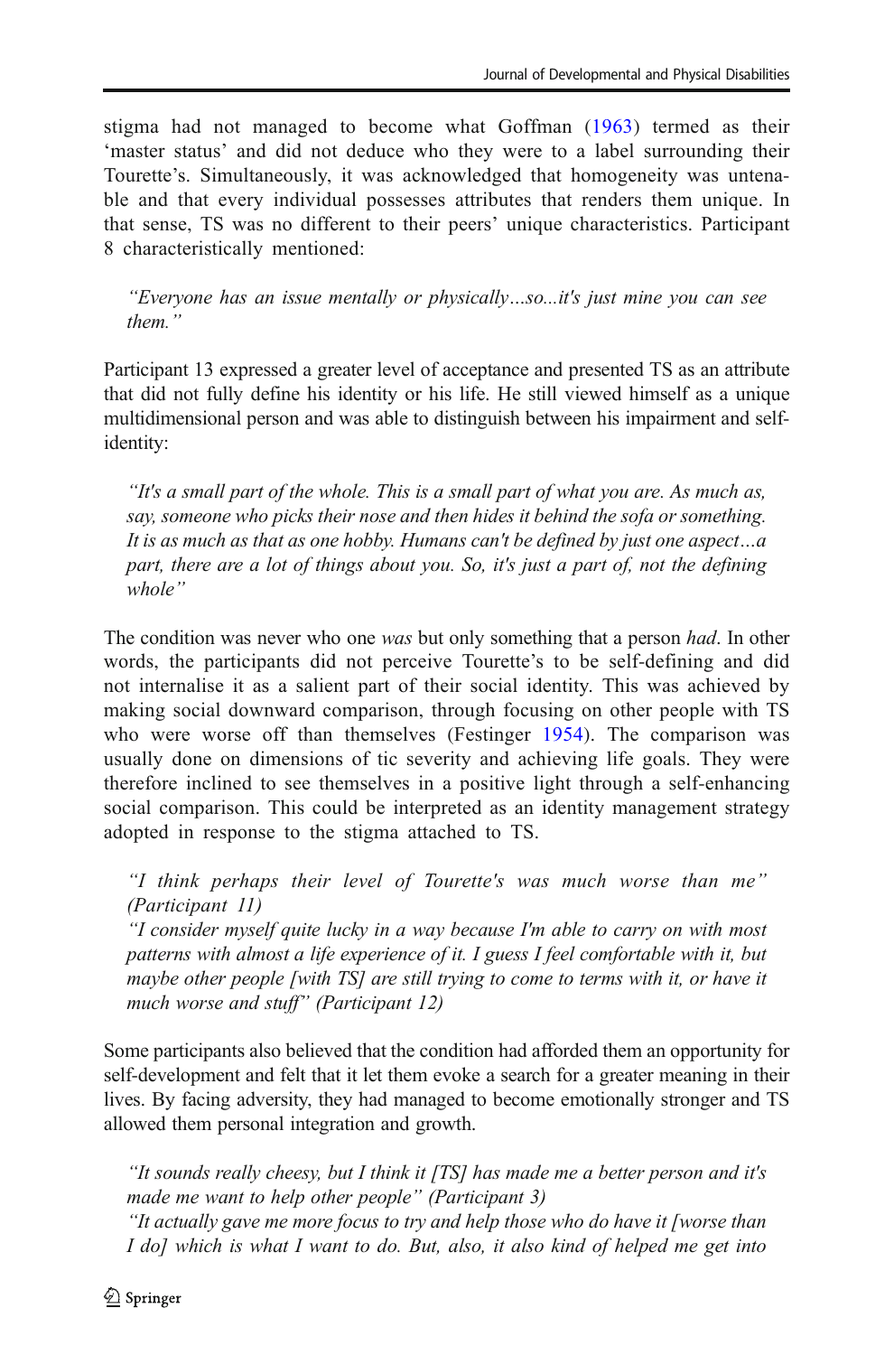stigma had not managed to become what Goffman (1963) termed as their 'master status' and did not deduce who they were to a label surrounding their Tourette's. Simultaneously, it was acknowledged that homogeneity was untenable and that every individual possesses attributes that renders them unique. In that sense, TS was no different to their peers' unique characteristics. Participant 8 characteristically mentioned:

> *"Everyone has an issue mentally or physically…so...it's just mine you can see them."*

Participant 13 expressed a greater level of acceptance and presented TS as an attribute that did not fully define his identity or his life. He still viewed himself as a unique multidimensional person and was able to distinguish between his impairment and self-identity:

> *"It's a small part of the whole. This is a small part of what you are. As much as, say, someone who picks their nose and then hides it behind the sofa or something. It is as much as that as one hobby. Humans can't be defined by just one aspect…a part, there are a lot of things about you. So, it's just a part of, not the defining whole"*

The condition was never who one *was* but only something that a person *had*. In other words, the participants did not perceive Tourette's to be self-defining and did not internalise it as a salient part of their social identity. This was achieved by making social downward comparison, through focusing on other people with TS who were worse off than themselves (Festinger 1954). The comparison was usually done on dimensions of tic severity and achieving life goals. They were therefore inclined to see themselves in a positive light through a self-enhancing social comparison. This could be interpreted as an identity management strategy adopted in response to the stigma attached to TS.

> *"I think perhaps their level of Tourette's was much worse than me" (Participant 11)*
> *"I consider myself quite lucky in a way because I'm able to carry on with most patterns with almost a life experience of it. I guess I feel comfortable with it, but maybe other people [with TS] are still trying to come to terms with it, or have it much worse and stuff" (Participant 12)*

Some participants also believed that the condition had afforded them an opportunity for self-development and felt that it let them evoke a search for a greater meaning in their lives. By facing adversity, they had managed to become emotionally stronger and TS allowed them personal integration and growth.

> *"It sounds really cheesy, but I think it [TS] has made me a better person and it's made me want to help other people" (Participant 3)*
> *"It actually gave me more focus to try and help those who do have it [worse than I do] which is what I want to do. But, also, it also kind of helped me get into*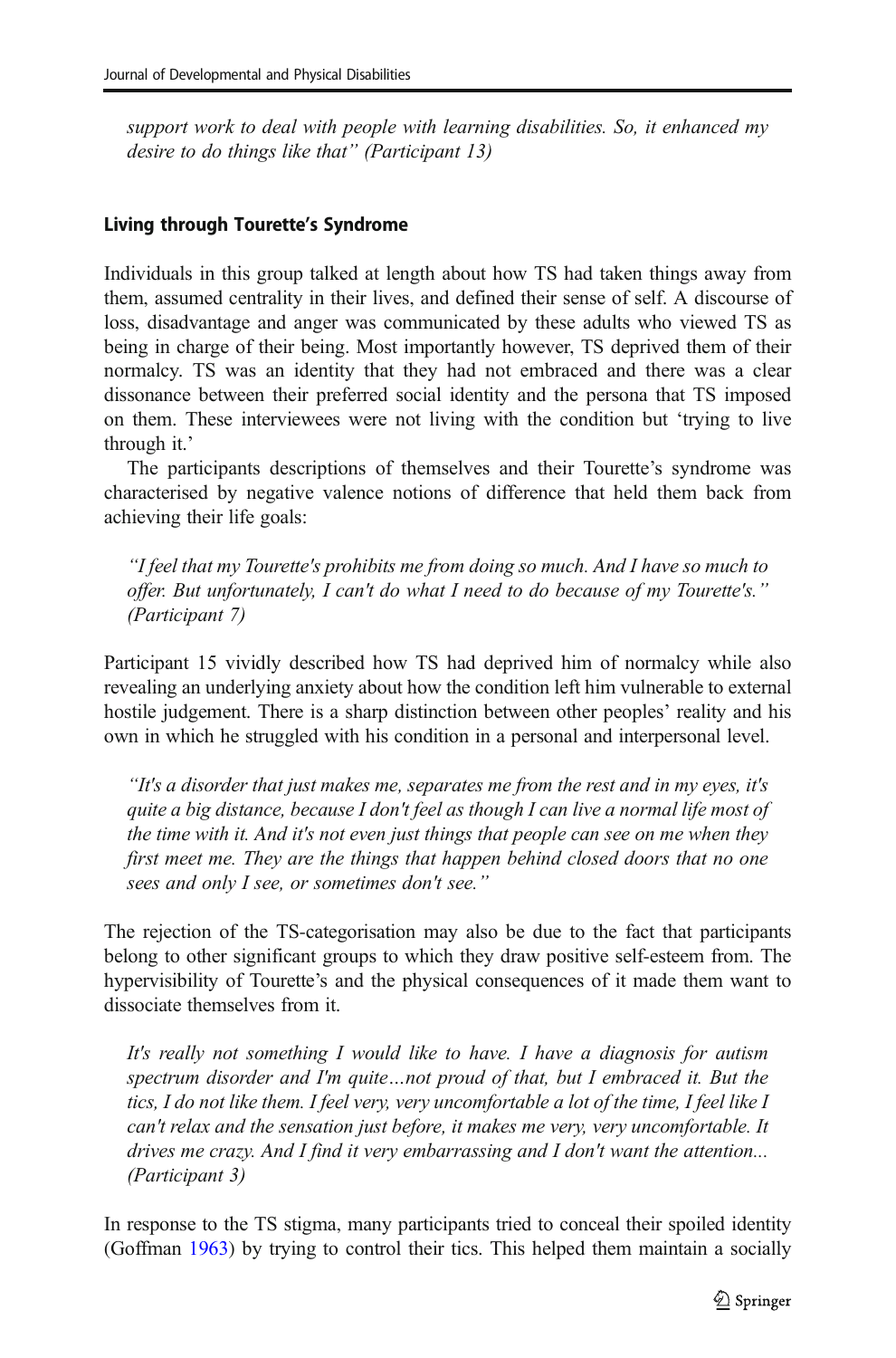*support work to deal with people with learning disabilities. So, it enhanced my desire to do things like that" (Participant 13)*

### Living through Tourette's Syndrome

Individuals in this group talked at length about how TS had taken things away from them, assumed centrality in their lives, and defined their sense of self. A discourse of loss, disadvantage and anger was communicated by these adults who viewed TS as being in charge of their being. Most importantly however, TS deprived them of their normalcy. TS was an identity that they had not embraced and there was a clear dissonance between their preferred social identity and the persona that TS imposed on them. These interviewees were not living with the condition but 'trying to live through it.'

The participants descriptions of themselves and their Tourette's syndrome was characterised by negative valence notions of difference that held them back from achieving their life goals:

*"I feel that my Tourette's prohibits me from doing so much. And I have so much to offer. But unfortunately, I can't do what I need to do because of my Tourette's." (Participant 7)*

Participant 15 vividly described how TS had deprived him of normalcy while also revealing an underlying anxiety about how the condition left him vulnerable to external hostile judgement. There is a sharp distinction between other peoples' reality and his own in which he struggled with his condition in a personal and interpersonal level.

*"It's a disorder that just makes me, separates me from the rest and in my eyes, it's quite a big distance, because I don't feel as though I can live a normal life most of the time with it. And it's not even just things that people can see on me when they first meet me. They are the things that happen behind closed doors that no one sees and only I see, or sometimes don't see."*

The rejection of the TS-categorisation may also be due to the fact that participants belong to other significant groups to which they draw positive self-esteem from. The hypervisibility of Tourette's and the physical consequences of it made them want to dissociate themselves from it.

*It's really not something I would like to have. I have a diagnosis for autism spectrum disorder and I'm quite…not proud of that, but I embraced it. But the tics, I do not like them. I feel very, very uncomfortable a lot of the time, I feel like I can't relax and the sensation just before, it makes me very, very uncomfortable. It drives me crazy. And I find it very embarrassing and I don't want the attention... (Participant 3)*

In response to the TS stigma, many participants tried to conceal their spoiled identity (Goffman 1963) by trying to control their tics. This helped them maintain a socially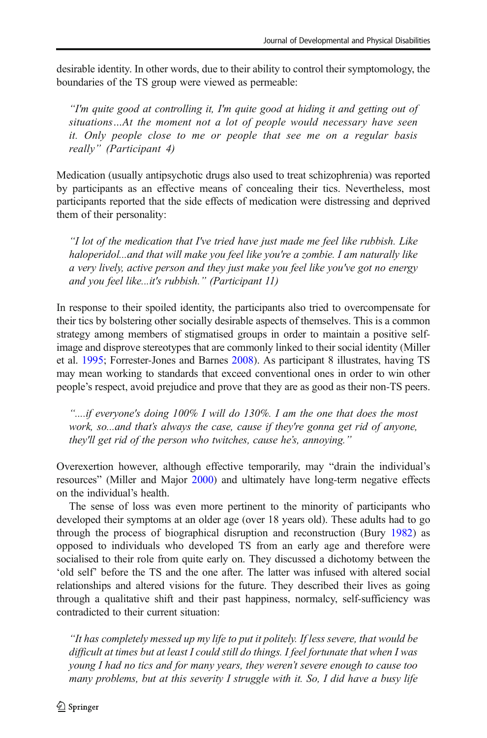desirable identity. In other words, due to their ability to control their symptomology, the boundaries of the TS group were viewed as permeable:

> *"I'm quite good at controlling it, I'm quite good at hiding it and getting out of situations…At the moment not a lot of people would necessary have seen it. Only people close to me or people that see me on a regular basis really" (Participant 4)*

Medication (usually antipsychotic drugs also used to treat schizophrenia) was reported by participants as an effective means of concealing their tics. Nevertheless, most participants reported that the side effects of medication were distressing and deprived them of their personality:

> *"I lot of the medication that I've tried have just made me feel like rubbish. Like haloperidol...and that will make you feel like you're a zombie. I am naturally like a very lively, active person and they just make you feel like you've got no energy and you feel like...it's rubbish." (Participant 11)*

In response to their spoiled identity, the participants also tried to overcompensate for their tics by bolstering other socially desirable aspects of themselves. This is a common strategy among members of stigmatised groups in order to maintain a positive self-image and disprove stereotypes that are commonly linked to their social identity (Miller et al. 1995; Forrester-Jones and Barnes 2008). As participant 8 illustrates, having TS may mean working to standards that exceed conventional ones in order to win other people's respect, avoid prejudice and prove that they are as good as their non-TS peers.

> *"....if everyone's doing 100% I will do 130%. I am the one that does the most work, so...and that's always the case, cause if they're gonna get rid of anyone, they'll get rid of the person who twitches, cause he's, annoying."*

Overexertion however, although effective temporarily, may "drain the individual's resources" (Miller and Major 2000) and ultimately have long-term negative effects on the individual's health.

The sense of loss was even more pertinent to the minority of participants who developed their symptoms at an older age (over 18 years old). These adults had to go through the process of biographical disruption and reconstruction (Bury 1982) as opposed to individuals who developed TS from an early age and therefore were socialised to their role from quite early on. They discussed a dichotomy between the 'old self' before the TS and the one after. The latter was infused with altered social relationships and altered visions for the future. They described their lives as going through a qualitative shift and their past happiness, normalcy, self-sufficiency was contradicted to their current situation:

> *"It has completely messed up my life to put it politely. If less severe, that would be difficult at times but at least I could still do things. I feel fortunate that when I was young I had no tics and for many years, they weren't severe enough to cause too many problems, but at this severity I struggle with it. So, I did have a busy life*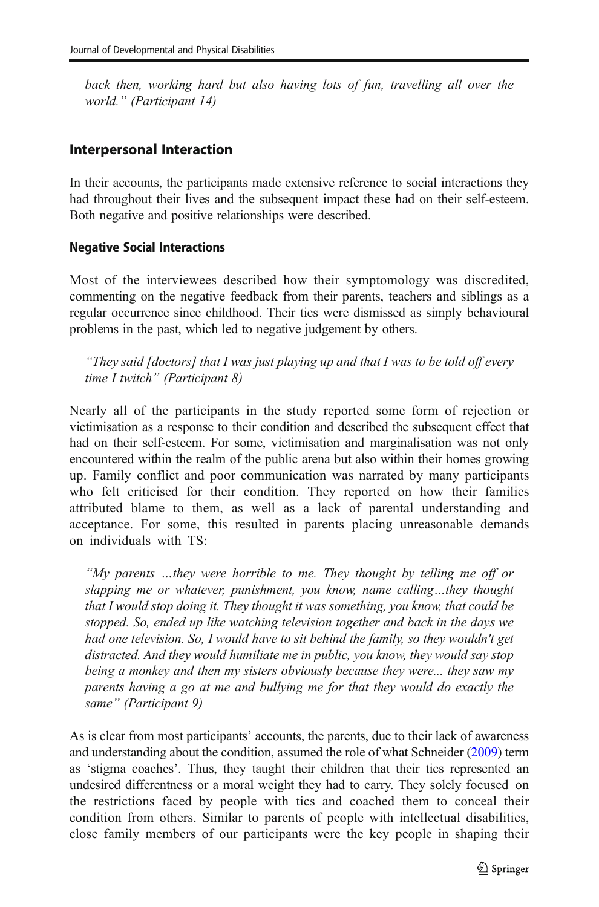*back then, working hard but also having lots of fun, travelling all over the world." (Participant 14)*

## Interpersonal Interaction

In their accounts, the participants made extensive reference to social interactions they had throughout their lives and the subsequent impact these had on their self-esteem. Both negative and positive relationships were described.

### Negative Social Interactions

Most of the interviewees described how their symptomology was discredited, commenting on the negative feedback from their parents, teachers and siblings as a regular occurrence since childhood. Their tics were dismissed as simply behavioural problems in the past, which led to negative judgement by others.

> *"They said [doctors] that I was just playing up and that I was to be told off every time I twitch" (Participant 8)*

Nearly all of the participants in the study reported some form of rejection or victimisation as a response to their condition and described the subsequent effect that had on their self-esteem. For some, victimisation and marginalisation was not only encountered within the realm of the public arena but also within their homes growing up. Family conflict and poor communication was narrated by many participants who felt criticised for their condition. They reported on how their families attributed blame to them, as well as a lack of parental understanding and acceptance. For some, this resulted in parents placing unreasonable demands on individuals with TS:

> *"My parents …they were horrible to me. They thought by telling me off or slapping me or whatever, punishment, you know, name calling…they thought that I would stop doing it. They thought it was something, you know, that could be stopped. So, ended up like watching television together and back in the days we had one television. So, I would have to sit behind the family, so they wouldn't get distracted. And they would humiliate me in public, you know, they would say stop being a monkey and then my sisters obviously because they were... they saw my parents having a go at me and bullying me for that they would do exactly the same" (Participant 9)*

As is clear from most participants' accounts, the parents, due to their lack of awareness and understanding about the condition, assumed the role of what Schneider (2009) term as 'stigma coaches'. Thus, they taught their children that their tics represented an undesired differentness or a moral weight they had to carry. They solely focused on the restrictions faced by people with tics and coached them to conceal their condition from others. Similar to parents of people with intellectual disabilities, close family members of our participants were the key people in shaping their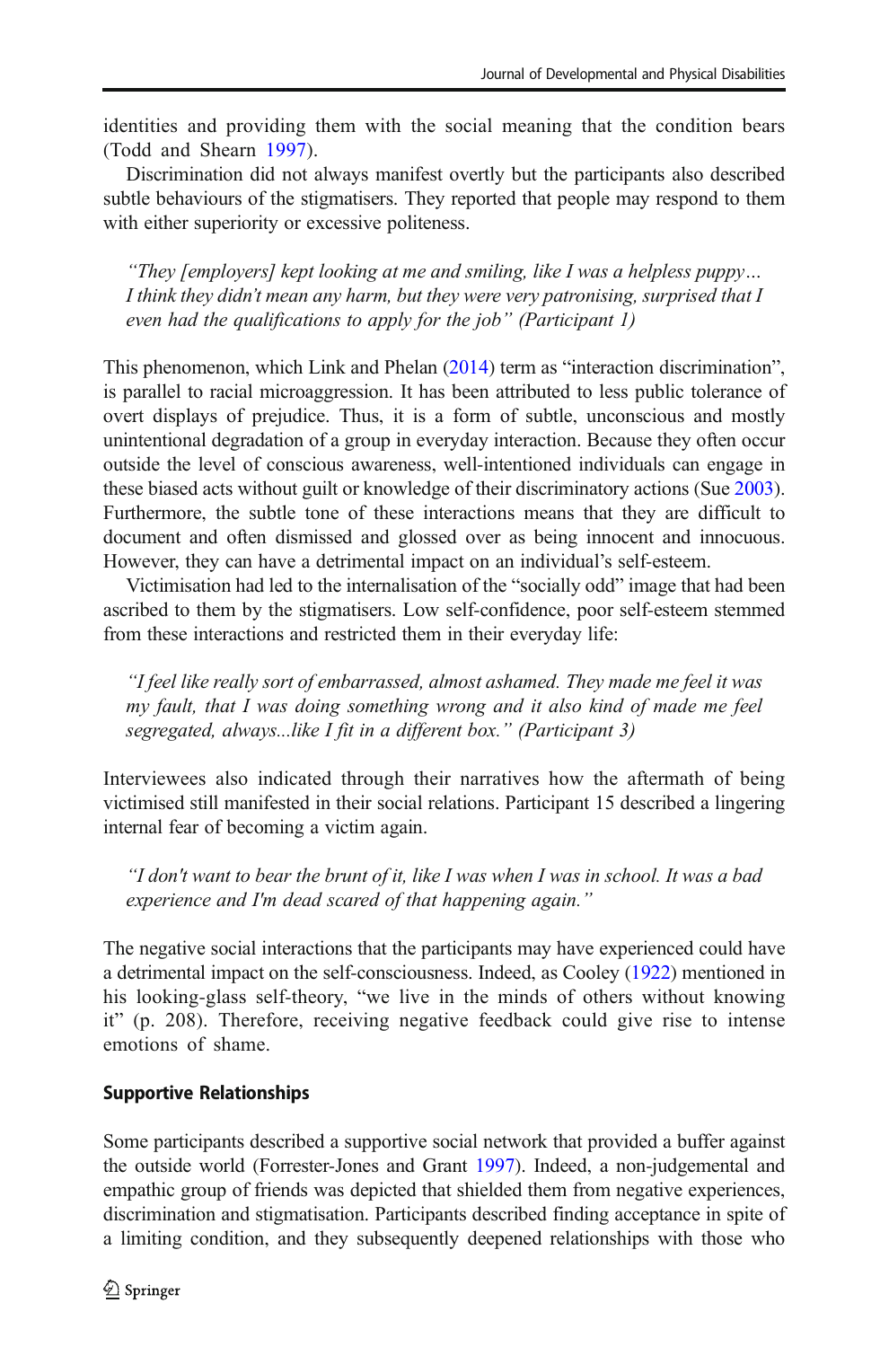identities and providing them with the social meaning that the condition bears (Todd and Shearn 1997).

Discrimination did not always manifest overtly but the participants also described subtle behaviours of the stigmatisers. They reported that people may respond to them with either superiority or excessive politeness.

> *"They [employers] kept looking at me and smiling, like I was a helpless puppy… I think they didn't mean any harm, but they were very patronising, surprised that I even had the qualifications to apply for the job" (Participant 1)*

This phenomenon, which Link and Phelan (2014) term as "interaction discrimination", is parallel to racial microaggression. It has been attributed to less public tolerance of overt displays of prejudice. Thus, it is a form of subtle, unconscious and mostly unintentional degradation of a group in everyday interaction. Because they often occur outside the level of conscious awareness, well-intentioned individuals can engage in these biased acts without guilt or knowledge of their discriminatory actions (Sue 2003). Furthermore, the subtle tone of these interactions means that they are difficult to document and often dismissed and glossed over as being innocent and innocuous. However, they can have a detrimental impact on an individual's self-esteem.

Victimisation had led to the internalisation of the "socially odd" image that had been ascribed to them by the stigmatisers. Low self-confidence, poor self-esteem stemmed from these interactions and restricted them in their everyday life:

> *"I feel like really sort of embarrassed, almost ashamed. They made me feel it was my fault, that I was doing something wrong and it also kind of made me feel segregated, always...like I fit in a different box." (Participant 3)*

Interviewees also indicated through their narratives how the aftermath of being victimised still manifested in their social relations. Participant 15 described a lingering internal fear of becoming a victim again.

> *"I don't want to bear the brunt of it, like I was when I was in school. It was a bad experience and I'm dead scared of that happening again."*

The negative social interactions that the participants may have experienced could have a detrimental impact on the self-consciousness. Indeed, as Cooley (1922) mentioned in his looking-glass self-theory, "we live in the minds of others without knowing it" (p. 208). Therefore, receiving negative feedback could give rise to intense emotions of shame.

### Supportive Relationships

Some participants described a supportive social network that provided a buffer against the outside world (Forrester-Jones and Grant 1997). Indeed, a non-judgemental and empathic group of friends was depicted that shielded them from negative experiences, discrimination and stigmatisation. Participants described finding acceptance in spite of a limiting condition, and they subsequently deepened relationships with those who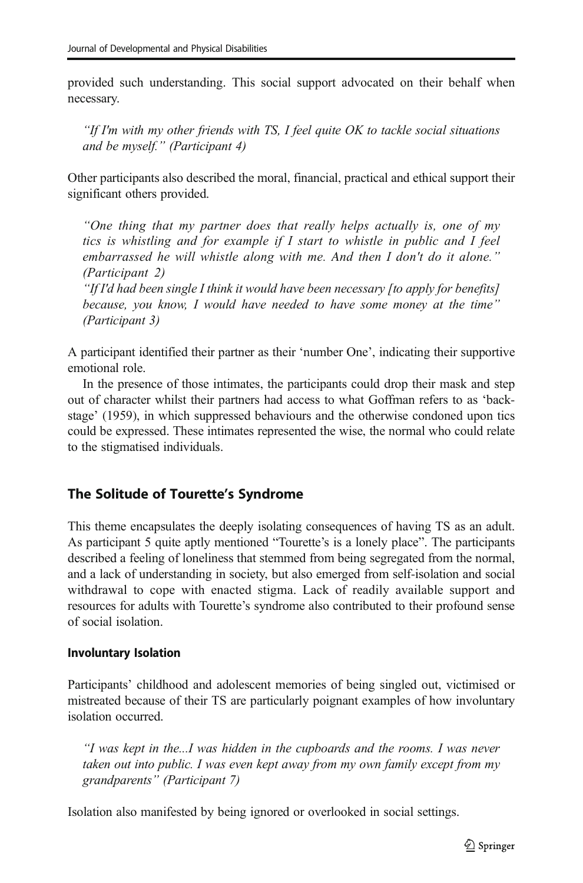provided such understanding. This social support advocated on their behalf when necessary.

> *"If I'm with my other friends with TS, I feel quite OK to tackle social situations and be myself." (Participant 4)*

Other participants also described the moral, financial, practical and ethical support their significant others provided.

> *"One thing that my partner does that really helps actually is, one of my tics is whistling and for example if I start to whistle in public and I feel embarrassed he will whistle along with me. And then I don't do it alone." (Participant 2)*
>
> *"If I'd had been single I think it would have been necessary [to apply for benefits] because, you know, I would have needed to have some money at the time" (Participant 3)*

A participant identified their partner as their 'number One', indicating their supportive emotional role.

In the presence of those intimates, the participants could drop their mask and step out of character whilst their partners had access to what Goffman refers to as 'back-stage' (1959), in which suppressed behaviours and the otherwise condoned upon tics could be expressed. These intimates represented the wise, the normal who could relate to the stigmatised individuals.

## The Solitude of Tourette's Syndrome

This theme encapsulates the deeply isolating consequences of having TS as an adult. As participant 5 quite aptly mentioned "Tourette's is a lonely place". The participants described a feeling of loneliness that stemmed from being segregated from the normal, and a lack of understanding in society, but also emerged from self-isolation and social withdrawal to cope with enacted stigma. Lack of readily available support and resources for adults with Tourette's syndrome also contributed to their profound sense of social isolation.

### Involuntary Isolation

Participants' childhood and adolescent memories of being singled out, victimised or mistreated because of their TS are particularly poignant examples of how involuntary isolation occurred.

> *"I was kept in the...I was hidden in the cupboards and the rooms. I was never taken out into public. I was even kept away from my own family except from my grandparents" (Participant 7)*

Isolation also manifested by being ignored or overlooked in social settings.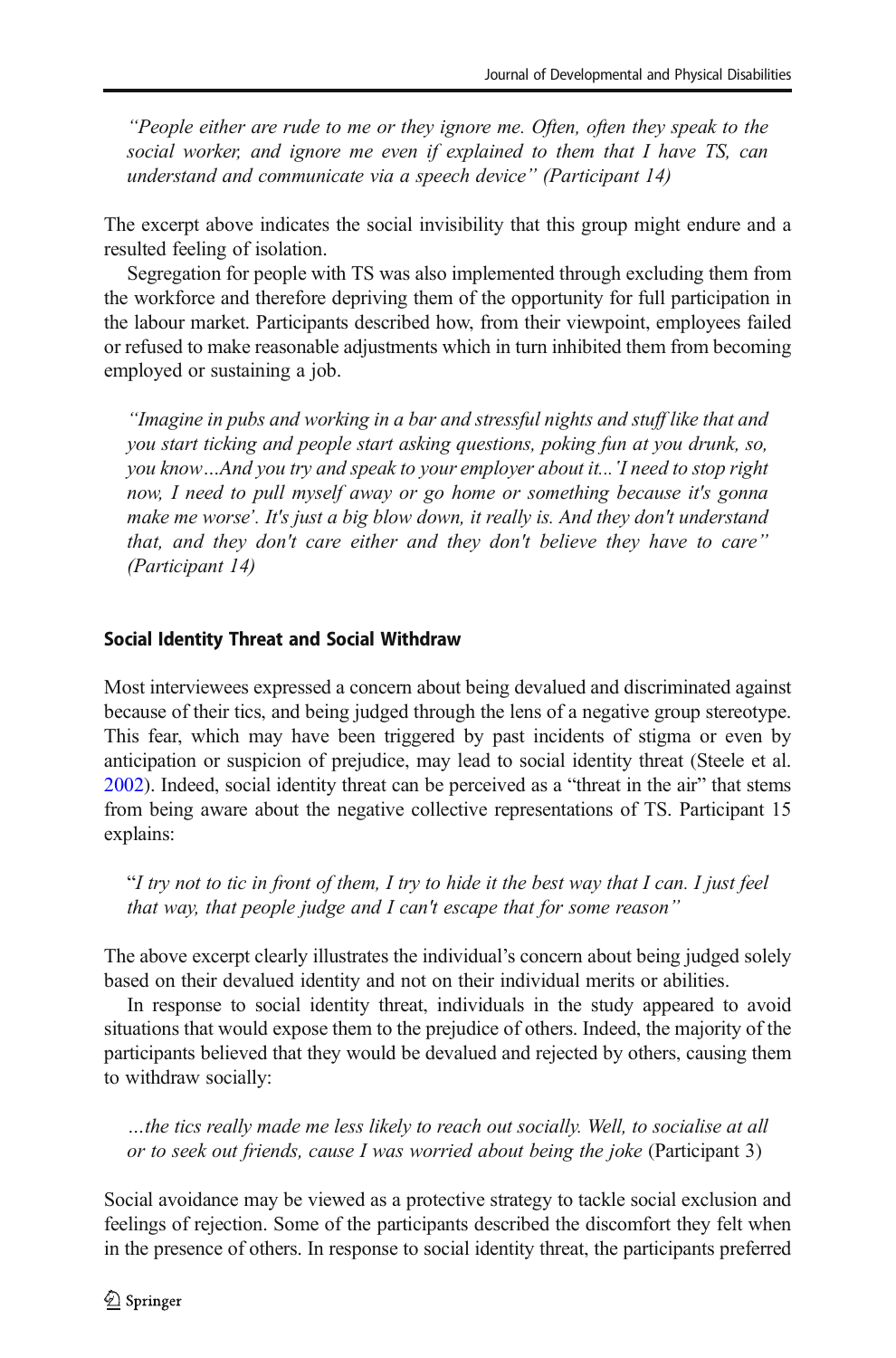*"People either are rude to me or they ignore me. Often, often they speak to the social worker, and ignore me even if explained to them that I have TS, can understand and communicate via a speech device" (Participant 14)*

The excerpt above indicates the social invisibility that this group might endure and a resulted feeling of isolation.

Segregation for people with TS was also implemented through excluding them from the workforce and therefore depriving them of the opportunity for full participation in the labour market. Participants described how, from their viewpoint, employees failed or refused to make reasonable adjustments which in turn inhibited them from becoming employed or sustaining a job.

*"Imagine in pubs and working in a bar and stressful nights and stuff like that and you start ticking and people start asking questions, poking fun at you drunk, so, you know…And you try and speak to your employer about it...'I need to stop right now, I need to pull myself away or go home or something because it's gonna make me worse'. It's just a big blow down, it really is. And they don't understand that, and they don't care either and they don't believe they have to care" (Participant 14)*

### Social Identity Threat and Social Withdraw

Most interviewees expressed a concern about being devalued and discriminated against because of their tics, and being judged through the lens of a negative group stereotype. This fear, which may have been triggered by past incidents of stigma or even by anticipation or suspicion of prejudice, may lead to social identity threat (Steele et al. 2002). Indeed, social identity threat can be perceived as a "threat in the air" that stems from being aware about the negative collective representations of TS. Participant 15 explains:

*"I try not to tic in front of them, I try to hide it the best way that I can. I just feel that way, that people judge and I can't escape that for some reason"*

The above excerpt clearly illustrates the individual's concern about being judged solely based on their devalued identity and not on their individual merits or abilities.

In response to social identity threat, individuals in the study appeared to avoid situations that would expose them to the prejudice of others. Indeed, the majority of the participants believed that they would be devalued and rejected by others, causing them to withdraw socially:

*…the tics really made me less likely to reach out socially. Well, to socialise at all or to seek out friends, cause I was worried about being the joke* (Participant 3)

Social avoidance may be viewed as a protective strategy to tackle social exclusion and feelings of rejection. Some of the participants described the discomfort they felt when in the presence of others. In response to social identity threat, the participants preferred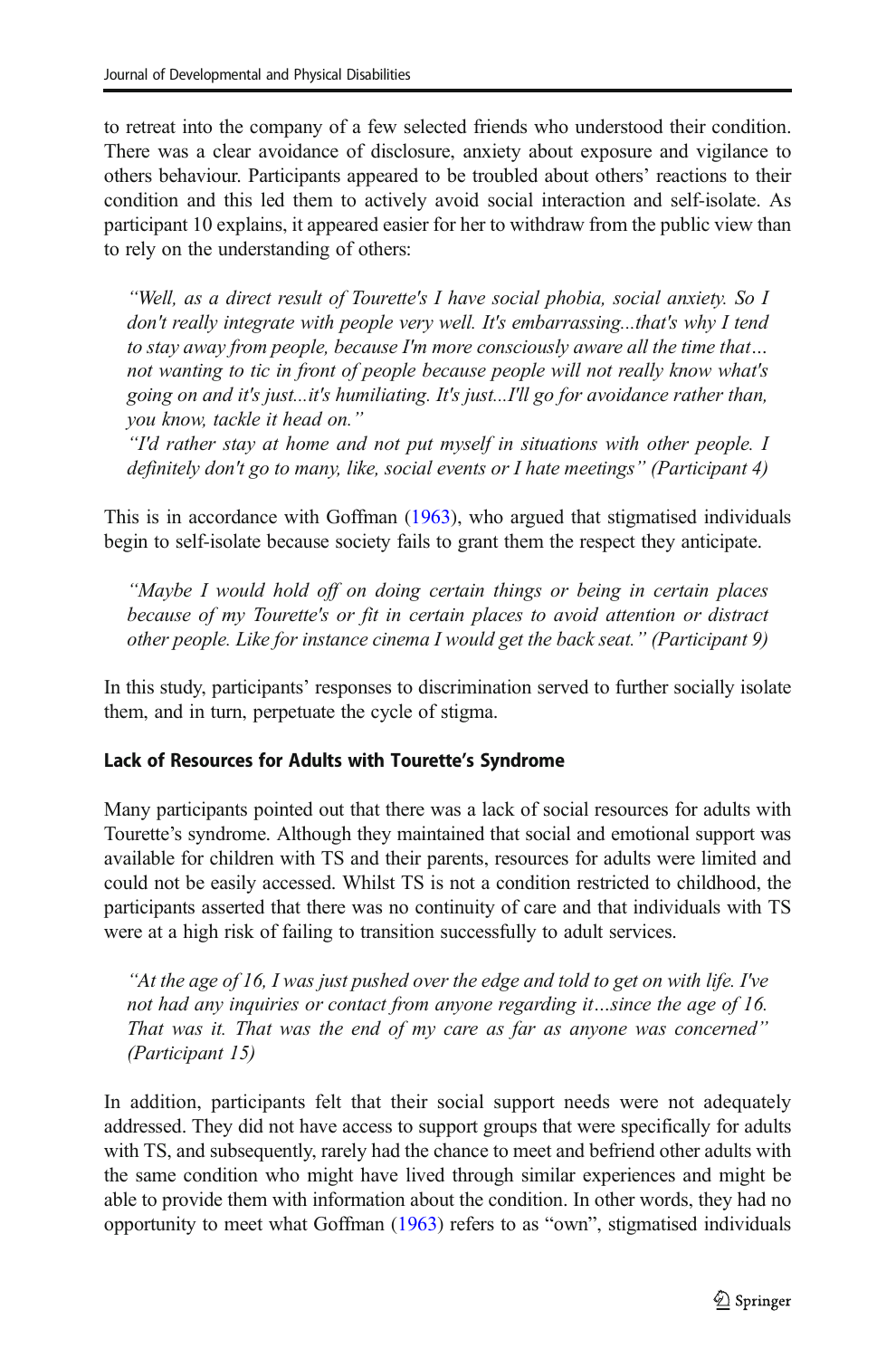to retreat into the company of a few selected friends who understood their condition. There was a clear avoidance of disclosure, anxiety about exposure and vigilance to others behaviour. Participants appeared to be troubled about others' reactions to their condition and this led them to actively avoid social interaction and self-isolate. As participant 10 explains, it appeared easier for her to withdraw from the public view than to rely on the understanding of others:

> *"Well, as a direct result of Tourette's I have social phobia, social anxiety. So I don't really integrate with people very well. It's embarrassing...that's why I tend to stay away from people, because I'm more consciously aware all the time that… not wanting to tic in front of people because people will not really know what's going on and it's just...it's humiliating. It's just...I'll go for avoidance rather than, you know, tackle it head on."*
>
> *"I'd rather stay at home and not put myself in situations with other people. I definitely don't go to many, like, social events or I hate meetings" (Participant 4)*

This is in accordance with Goffman (1963), who argued that stigmatised individuals begin to self-isolate because society fails to grant them the respect they anticipate.

> *"Maybe I would hold off on doing certain things or being in certain places because of my Tourette's or fit in certain places to avoid attention or distract other people. Like for instance cinema I would get the back seat." (Participant 9)*

In this study, participants' responses to discrimination served to further socially isolate them, and in turn, perpetuate the cycle of stigma.

### Lack of Resources for Adults with Tourette's Syndrome

Many participants pointed out that there was a lack of social resources for adults with Tourette's syndrome. Although they maintained that social and emotional support was available for children with TS and their parents, resources for adults were limited and could not be easily accessed. Whilst TS is not a condition restricted to childhood, the participants asserted that there was no continuity of care and that individuals with TS were at a high risk of failing to transition successfully to adult services.

> *"At the age of 16, I was just pushed over the edge and told to get on with life. I've not had any inquiries or contact from anyone regarding it…since the age of 16. That was it. That was the end of my care as far as anyone was concerned" (Participant 15)*

In addition, participants felt that their social support needs were not adequately addressed. They did not have access to support groups that were specifically for adults with TS, and subsequently, rarely had the chance to meet and befriend other adults with the same condition who might have lived through similar experiences and might be able to provide them with information about the condition. In other words, they had no opportunity to meet what Goffman (1963) refers to as "own", stigmatised individuals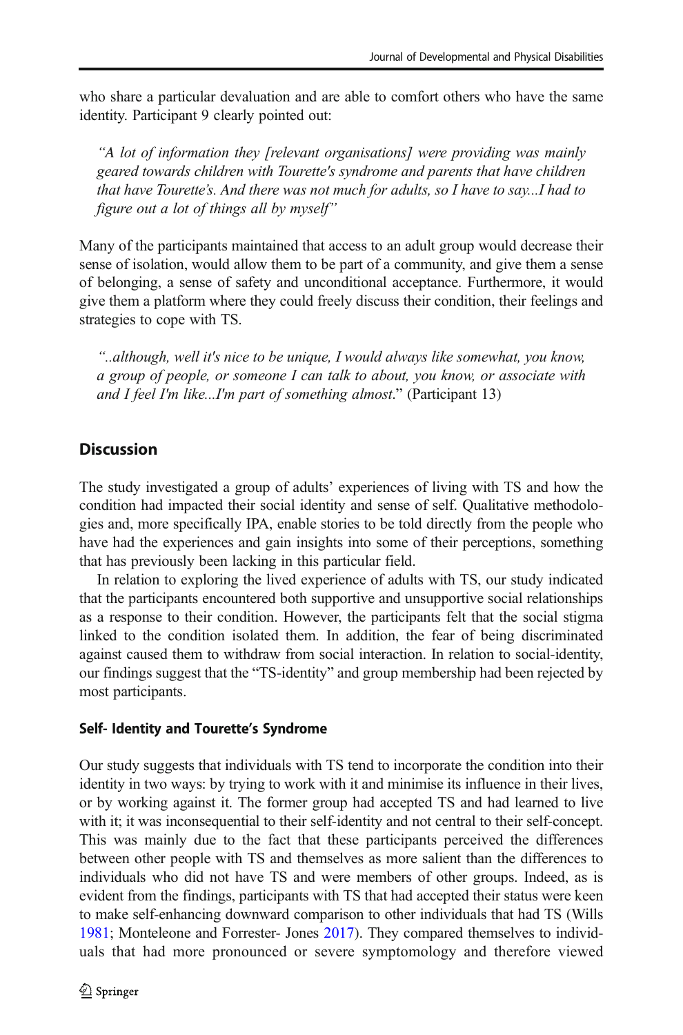who share a particular devaluation and are able to comfort others who have the same identity. Participant 9 clearly pointed out:

> *"A lot of information they [relevant organisations] were providing was mainly geared towards children with Tourette's syndrome and parents that have children that have Tourette's. And there was not much for adults, so I have to say...I had to figure out a lot of things all by myself"*

Many of the participants maintained that access to an adult group would decrease their sense of isolation, would allow them to be part of a community, and give them a sense of belonging, a sense of safety and unconditional acceptance. Furthermore, it would give them a platform where they could freely discuss their condition, their feelings and strategies to cope with TS.

> *"..although, well it's nice to be unique, I would always like somewhat, you know, a group of people, or someone I can talk to about, you know, or associate with and I feel I'm like...I'm part of something almost.*" (Participant 13)

## Discussion

The study investigated a group of adults' experiences of living with TS and how the condition had impacted their social identity and sense of self. Qualitative methodologies and, more specifically IPA, enable stories to be told directly from the people who have had the experiences and gain insights into some of their perceptions, something that has previously been lacking in this particular field.

In relation to exploring the lived experience of adults with TS, our study indicated that the participants encountered both supportive and unsupportive social relationships as a response to their condition. However, the participants felt that the social stigma linked to the condition isolated them. In addition, the fear of being discriminated against caused them to withdraw from social interaction. In relation to social-identity, our findings suggest that the "TS-identity" and group membership had been rejected by most participants.

### Self- Identity and Tourette's Syndrome

Our study suggests that individuals with TS tend to incorporate the condition into their identity in two ways: by trying to work with it and minimise its influence in their lives, or by working against it. The former group had accepted TS and had learned to live with it; it was inconsequential to their self-identity and not central to their self-concept. This was mainly due to the fact that these participants perceived the differences between other people with TS and themselves as more salient than the differences to individuals who did not have TS and were members of other groups. Indeed, as is evident from the findings, participants with TS that had accepted their status were keen to make self-enhancing downward comparison to other individuals that had TS (Wills 1981; Monteleone and Forrester- Jones 2017). They compared themselves to individuals that had more pronounced or severe symptomology and therefore viewed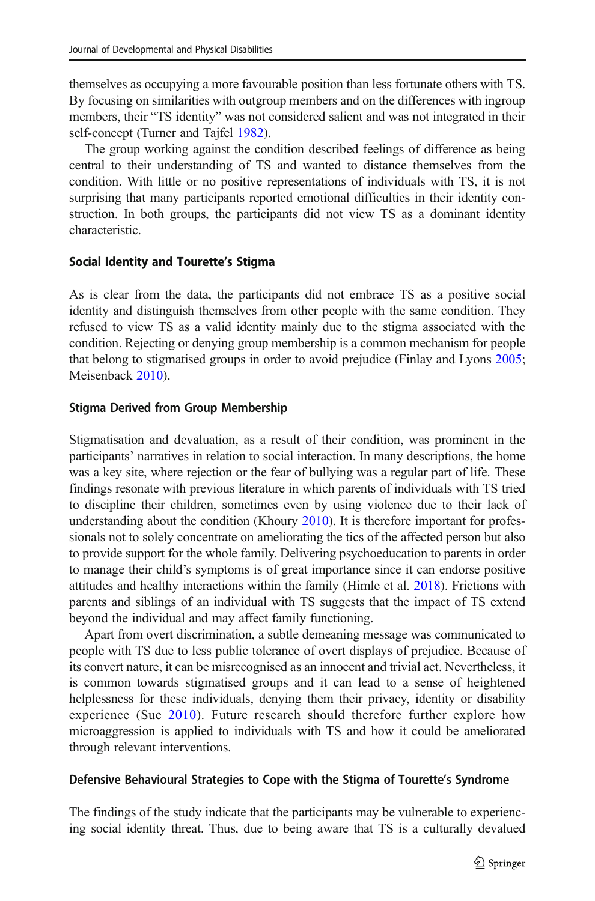themselves as occupying a more favourable position than less fortunate others with TS. By focusing on similarities with outgroup members and on the differences with ingroup members, their "TS identity" was not considered salient and was not integrated in their self-concept (Turner and Tajfel 1982).

The group working against the condition described feelings of difference as being central to their understanding of TS and wanted to distance themselves from the condition. With little or no positive representations of individuals with TS, it is not surprising that many participants reported emotional difficulties in their identity construction. In both groups, the participants did not view TS as a dominant identity characteristic.

## Social Identity and Tourette's Stigma

As is clear from the data, the participants did not embrace TS as a positive social identity and distinguish themselves from other people with the same condition. They refused to view TS as a valid identity mainly due to the stigma associated with the condition. Rejecting or denying group membership is a common mechanism for people that belong to stigmatised groups in order to avoid prejudice (Finlay and Lyons 2005; Meisenback 2010).

### Stigma Derived from Group Membership

Stigmatisation and devaluation, as a result of their condition, was prominent in the participants' narratives in relation to social interaction. In many descriptions, the home was a key site, where rejection or the fear of bullying was a regular part of life. These findings resonate with previous literature in which parents of individuals with TS tried to discipline their children, sometimes even by using violence due to their lack of understanding about the condition (Khoury 2010). It is therefore important for professionals not to solely concentrate on ameliorating the tics of the affected person but also to provide support for the whole family. Delivering psychoeducation to parents in order to manage their child's symptoms is of great importance since it can endorse positive attitudes and healthy interactions within the family (Himle et al. 2018). Frictions with parents and siblings of an individual with TS suggests that the impact of TS extend beyond the individual and may affect family functioning.

Apart from overt discrimination, a subtle demeaning message was communicated to people with TS due to less public tolerance of overt displays of prejudice. Because of its convert nature, it can be misrecognised as an innocent and trivial act. Nevertheless, it is common towards stigmatised groups and it can lead to a sense of heightened helplessness for these individuals, denying them their privacy, identity or disability experience (Sue 2010). Future research should therefore further explore how microaggression is applied to individuals with TS and how it could be ameliorated through relevant interventions.

### Defensive Behavioural Strategies to Cope with the Stigma of Tourette's Syndrome

The findings of the study indicate that the participants may be vulnerable to experiencing social identity threat. Thus, due to being aware that TS is a culturally devalued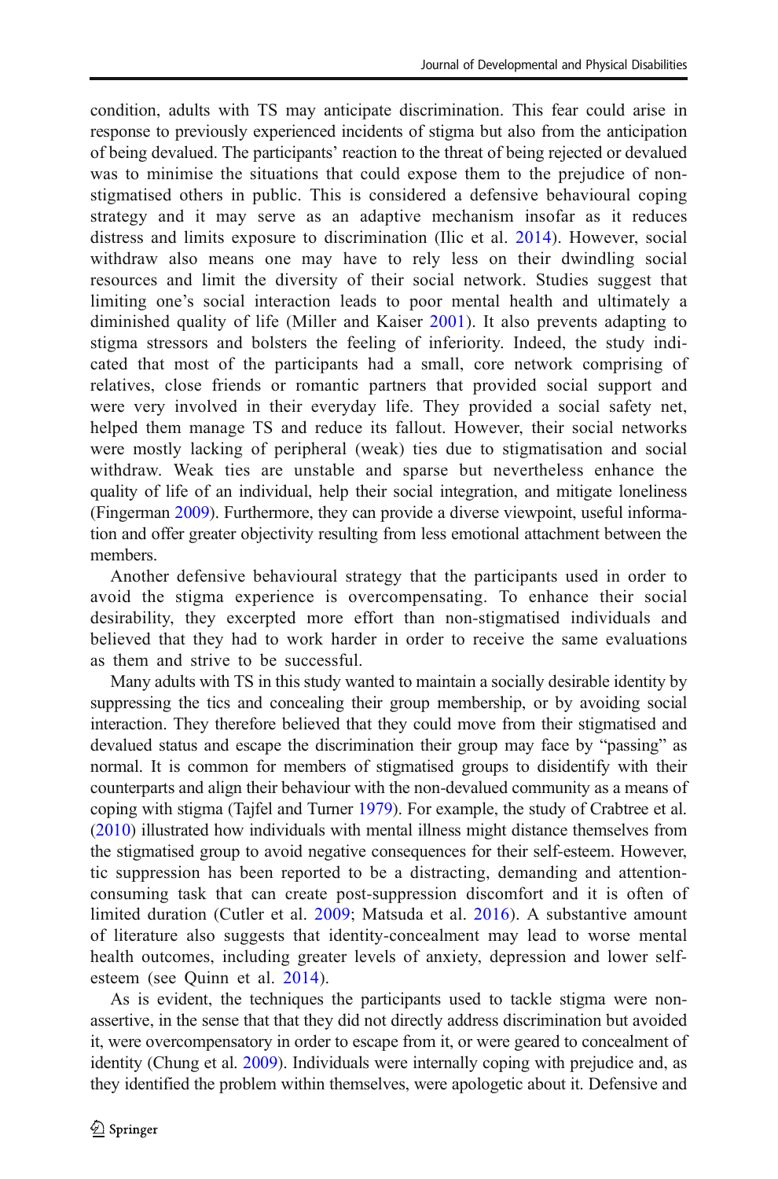condition, adults with TS may anticipate discrimination. This fear could arise in response to previously experienced incidents of stigma but also from the anticipation of being devalued. The participants' reaction to the threat of being rejected or devalued was to minimise the situations that could expose them to the prejudice of non-stigmatised others in public. This is considered a defensive behavioural coping strategy and it may serve as an adaptive mechanism insofar as it reduces distress and limits exposure to discrimination (Ilic et al. 2014). However, social withdraw also means one may have to rely less on their dwindling social resources and limit the diversity of their social network. Studies suggest that limiting one's social interaction leads to poor mental health and ultimately a diminished quality of life (Miller and Kaiser 2001). It also prevents adapting to stigma stressors and bolsters the feeling of inferiority. Indeed, the study indicated that most of the participants had a small, core network comprising of relatives, close friends or romantic partners that provided social support and were very involved in their everyday life. They provided a social safety net, helped them manage TS and reduce its fallout. However, their social networks were mostly lacking of peripheral (weak) ties due to stigmatisation and social withdraw. Weak ties are unstable and sparse but nevertheless enhance the quality of life of an individual, help their social integration, and mitigate loneliness (Fingerman 2009). Furthermore, they can provide a diverse viewpoint, useful information and offer greater objectivity resulting from less emotional attachment between the members.

Another defensive behavioural strategy that the participants used in order to avoid the stigma experience is overcompensating. To enhance their social desirability, they excerpted more effort than non-stigmatised individuals and believed that they had to work harder in order to receive the same evaluations as them and strive to be successful.

Many adults with TS in this study wanted to maintain a socially desirable identity by suppressing the tics and concealing their group membership, or by avoiding social interaction. They therefore believed that they could move from their stigmatised and devalued status and escape the discrimination their group may face by "passing" as normal. It is common for members of stigmatised groups to disidentify with their counterparts and align their behaviour with the non-devalued community as a means of coping with stigma (Tajfel and Turner 1979). For example, the study of Crabtree et al. (2010) illustrated how individuals with mental illness might distance themselves from the stigmatised group to avoid negative consequences for their self-esteem. However, tic suppression has been reported to be a distracting, demanding and attention-consuming task that can create post-suppression discomfort and it is often of limited duration (Cutler et al. 2009; Matsuda et al. 2016). A substantive amount of literature also suggests that identity-concealment may lead to worse mental health outcomes, including greater levels of anxiety, depression and lower self-esteem (see Quinn et al. 2014).

As is evident, the techniques the participants used to tackle stigma were non-assertive, in the sense that that they did not directly address discrimination but avoided it, were overcompensatory in order to escape from it, or were geared to concealment of identity (Chung et al. 2009). Individuals were internally coping with prejudice and, as they identified the problem within themselves, were apologetic about it. Defensive and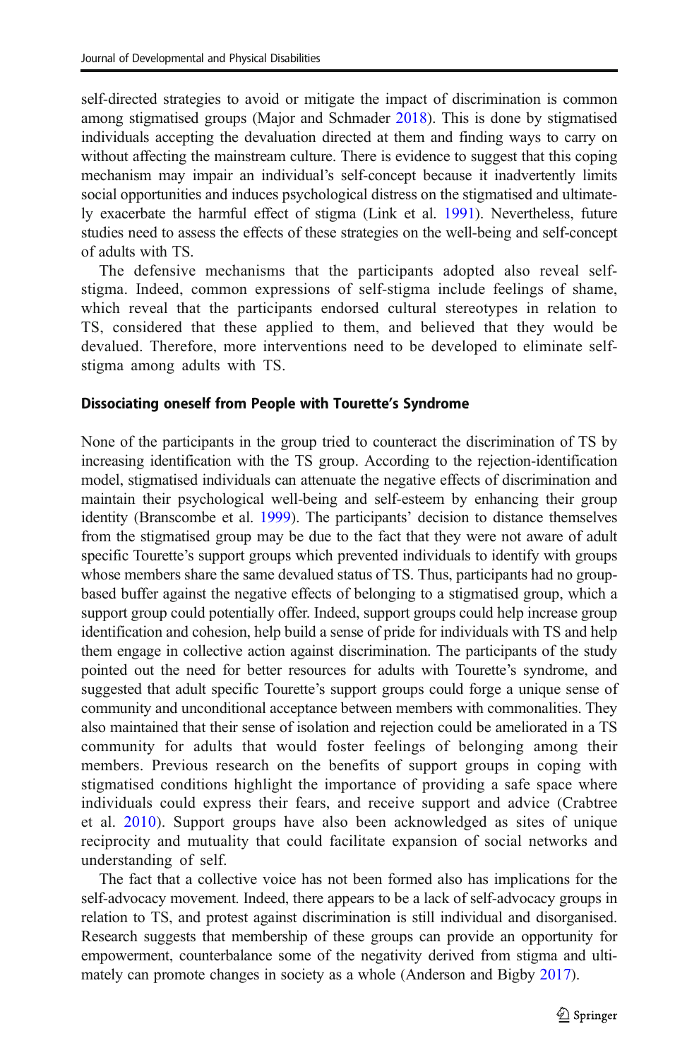self-directed strategies to avoid or mitigate the impact of discrimination is common among stigmatised groups (Major and Schmader 2018). This is done by stigmatised individuals accepting the devaluation directed at them and finding ways to carry on without affecting the mainstream culture. There is evidence to suggest that this coping mechanism may impair an individual's self-concept because it inadvertently limits social opportunities and induces psychological distress on the stigmatised and ultimately exacerbate the harmful effect of stigma (Link et al. 1991). Nevertheless, future studies need to assess the effects of these strategies on the well-being and self-concept of adults with TS.

The defensive mechanisms that the participants adopted also reveal self-stigma. Indeed, common expressions of self-stigma include feelings of shame, which reveal that the participants endorsed cultural stereotypes in relation to TS, considered that these applied to them, and believed that they would be devalued. Therefore, more interventions need to be developed to eliminate self-stigma among adults with TS.

#### Dissociating oneself from People with Tourette's Syndrome

None of the participants in the group tried to counteract the discrimination of TS by increasing identification with the TS group. According to the rejection-identification model, stigmatised individuals can attenuate the negative effects of discrimination and maintain their psychological well-being and self-esteem by enhancing their group identity (Branscombe et al. 1999). The participants' decision to distance themselves from the stigmatised group may be due to the fact that they were not aware of adult specific Tourette's support groups which prevented individuals to identify with groups whose members share the same devalued status of TS. Thus, participants had no group-based buffer against the negative effects of belonging to a stigmatised group, which a support group could potentially offer. Indeed, support groups could help increase group identification and cohesion, help build a sense of pride for individuals with TS and help them engage in collective action against discrimination. The participants of the study pointed out the need for better resources for adults with Tourette's syndrome, and suggested that adult specific Tourette's support groups could forge a unique sense of community and unconditional acceptance between members with commonalities. They also maintained that their sense of isolation and rejection could be ameliorated in a TS community for adults that would foster feelings of belonging among their members. Previous research on the benefits of support groups in coping with stigmatised conditions highlight the importance of providing a safe space where individuals could express their fears, and receive support and advice (Crabtree et al. 2010). Support groups have also been acknowledged as sites of unique reciprocity and mutuality that could facilitate expansion of social networks and understanding of self.

The fact that a collective voice has not been formed also has implications for the self-advocacy movement. Indeed, there appears to be a lack of self-advocacy groups in relation to TS, and protest against discrimination is still individual and disorganised. Research suggests that membership of these groups can provide an opportunity for empowerment, counterbalance some of the negativity derived from stigma and ultimately can promote changes in society as a whole (Anderson and Bigby 2017).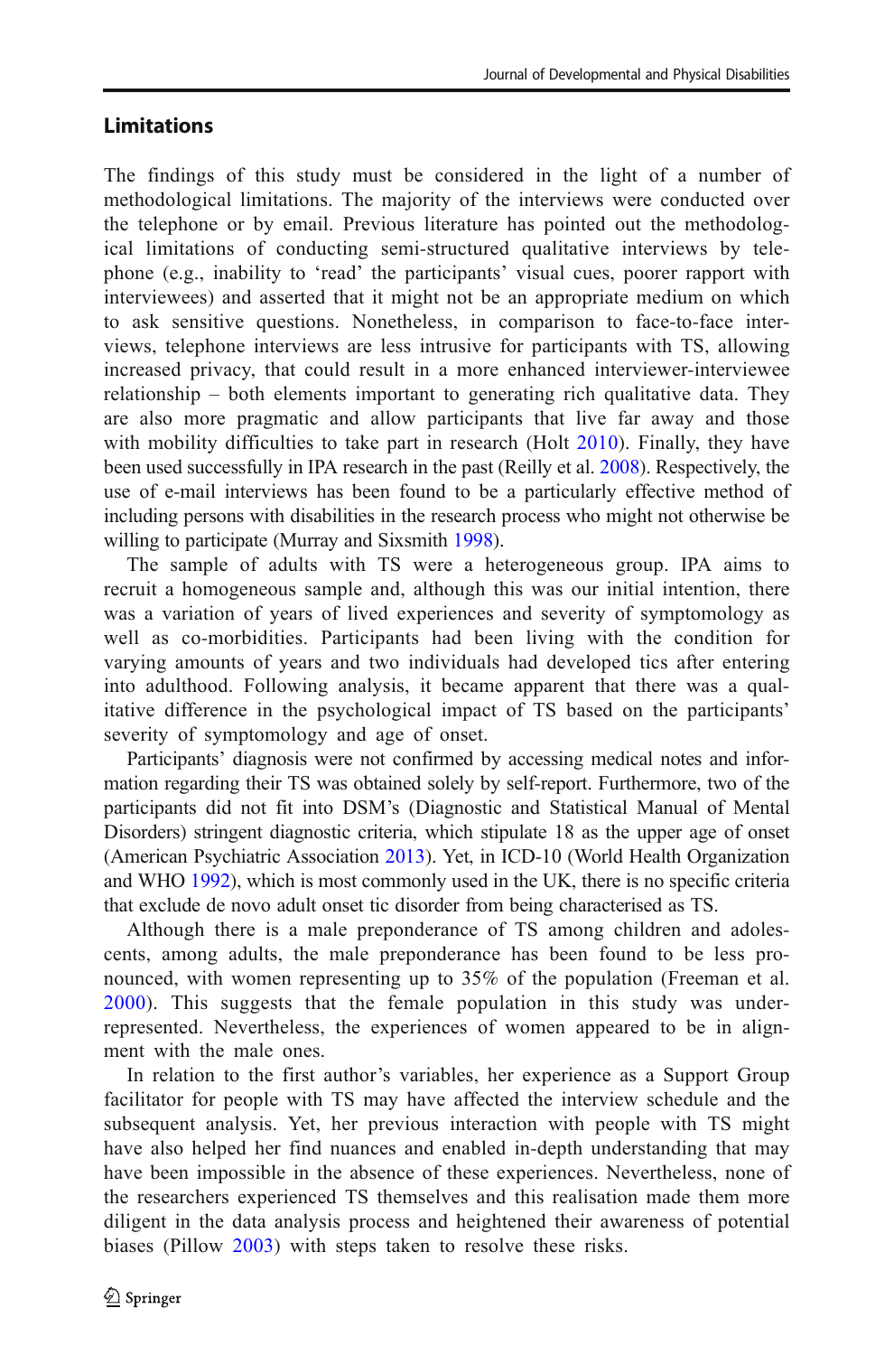## Limitations

The findings of this study must be considered in the light of a number of methodological limitations. The majority of the interviews were conducted over the telephone or by email. Previous literature has pointed out the methodological limitations of conducting semi-structured qualitative interviews by telephone (e.g., inability to 'read' the participants' visual cues, poorer rapport with interviewees) and asserted that it might not be an appropriate medium on which to ask sensitive questions. Nonetheless, in comparison to face-to-face interviews, telephone interviews are less intrusive for participants with TS, allowing increased privacy, that could result in a more enhanced interviewer-interviewee relationship – both elements important to generating rich qualitative data. They are also more pragmatic and allow participants that live far away and those with mobility difficulties to take part in research (Holt 2010). Finally, they have been used successfully in IPA research in the past (Reilly et al. 2008). Respectively, the use of e-mail interviews has been found to be a particularly effective method of including persons with disabilities in the research process who might not otherwise be willing to participate (Murray and Sixsmith 1998).

The sample of adults with TS were a heterogeneous group. IPA aims to recruit a homogeneous sample and, although this was our initial intention, there was a variation of years of lived experiences and severity of symptomology as well as co-morbidities. Participants had been living with the condition for varying amounts of years and two individuals had developed tics after entering into adulthood. Following analysis, it became apparent that there was a qualitative difference in the psychological impact of TS based on the participants' severity of symptomology and age of onset.

Participants' diagnosis were not confirmed by accessing medical notes and information regarding their TS was obtained solely by self-report. Furthermore, two of the participants did not fit into DSM's (Diagnostic and Statistical Manual of Mental Disorders) stringent diagnostic criteria, which stipulate 18 as the upper age of onset (American Psychiatric Association 2013). Yet, in ICD-10 (World Health Organization and WHO 1992), which is most commonly used in the UK, there is no specific criteria that exclude de novo adult onset tic disorder from being characterised as TS.

Although there is a male preponderance of TS among children and adolescents, among adults, the male preponderance has been found to be less pronounced, with women representing up to 35% of the population (Freeman et al. 2000). This suggests that the female population in this study was under-represented. Nevertheless, the experiences of women appeared to be in alignment with the male ones.

In relation to the first author's variables, her experience as a Support Group facilitator for people with TS may have affected the interview schedule and the subsequent analysis. Yet, her previous interaction with people with TS might have also helped her find nuances and enabled in-depth understanding that may have been impossible in the absence of these experiences. Nevertheless, none of the researchers experienced TS themselves and this realisation made them more diligent in the data analysis process and heightened their awareness of potential biases (Pillow 2003) with steps taken to resolve these risks.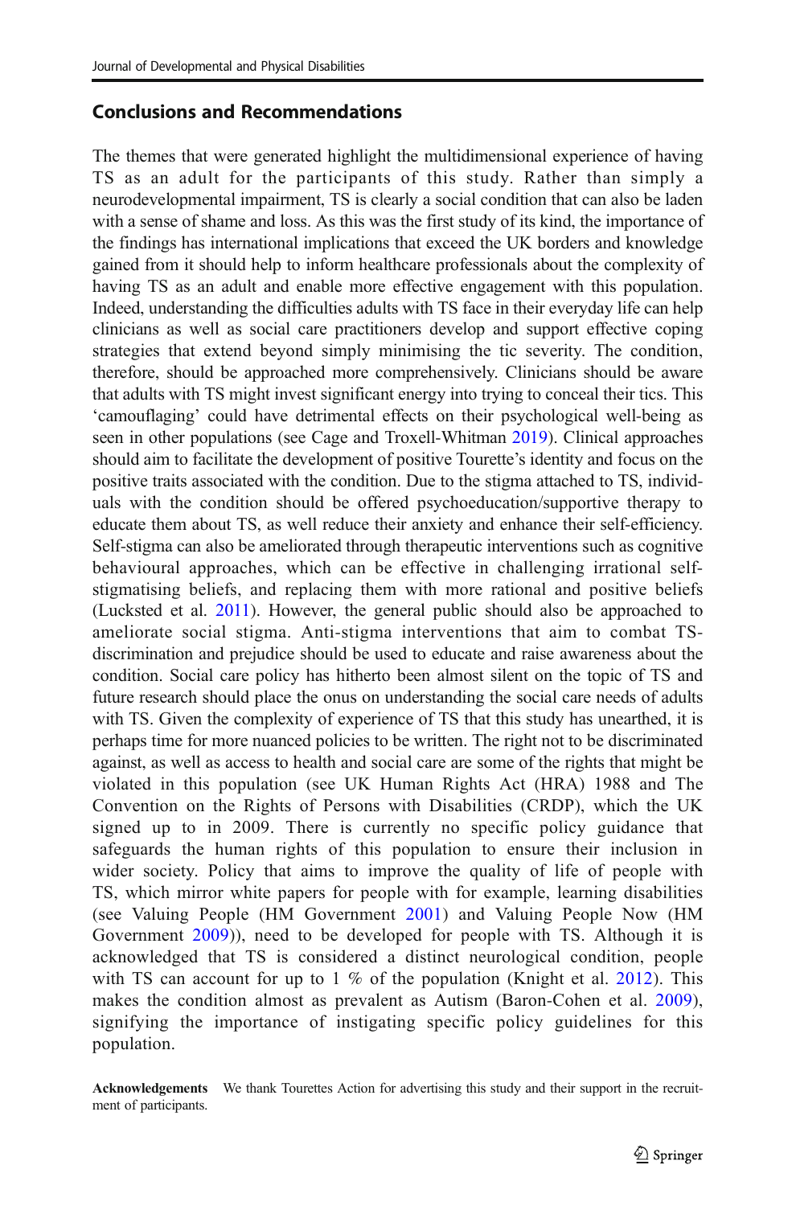## Conclusions and Recommendations

The themes that were generated highlight the multidimensional experience of having TS as an adult for the participants of this study. Rather than simply a neurodevelopmental impairment, TS is clearly a social condition that can also be laden with a sense of shame and loss. As this was the first study of its kind, the importance of the findings has international implications that exceed the UK borders and knowledge gained from it should help to inform healthcare professionals about the complexity of having TS as an adult and enable more effective engagement with this population. Indeed, understanding the difficulties adults with TS face in their everyday life can help clinicians as well as social care practitioners develop and support effective coping strategies that extend beyond simply minimising the tic severity. The condition, therefore, should be approached more comprehensively. Clinicians should be aware that adults with TS might invest significant energy into trying to conceal their tics. This 'camouflaging' could have detrimental effects on their psychological well-being as seen in other populations (see Cage and Troxell-Whitman 2019). Clinical approaches should aim to facilitate the development of positive Tourette's identity and focus on the positive traits associated with the condition. Due to the stigma attached to TS, individuals with the condition should be offered psychoeducation/supportive therapy to educate them about TS, as well reduce their anxiety and enhance their self-efficiency. Self-stigma can also be ameliorated through therapeutic interventions such as cognitive behavioural approaches, which can be effective in challenging irrational self-stigmatising beliefs, and replacing them with more rational and positive beliefs (Lucksted et al. 2011). However, the general public should also be approached to ameliorate social stigma. Anti-stigma interventions that aim to combat TS-discrimination and prejudice should be used to educate and raise awareness about the condition. Social care policy has hitherto been almost silent on the topic of TS and future research should place the onus on understanding the social care needs of adults with TS. Given the complexity of experience of TS that this study has unearthed, it is perhaps time for more nuanced policies to be written. The right not to be discriminated against, as well as access to health and social care are some of the rights that might be violated in this population (see UK Human Rights Act (HRA) 1988 and The Convention on the Rights of Persons with Disabilities (CRDP), which the UK signed up to in 2009. There is currently no specific policy guidance that safeguards the human rights of this population to ensure their inclusion in wider society. Policy that aims to improve the quality of life of people with TS, which mirror white papers for people with for example, learning disabilities (see Valuing People (HM Government 2001) and Valuing People Now (HM Government 2009)), need to be developed for people with TS. Although it is acknowledged that TS is considered a distinct neurological condition, people with TS can account for up to 1 % of the population (Knight et al. 2012). This makes the condition almost as prevalent as Autism (Baron-Cohen et al. 2009), signifying the importance of instigating specific policy guidelines for this population.

**Acknowledgements** We thank Tourettes Action for advertising this study and their support in the recruitment of participants.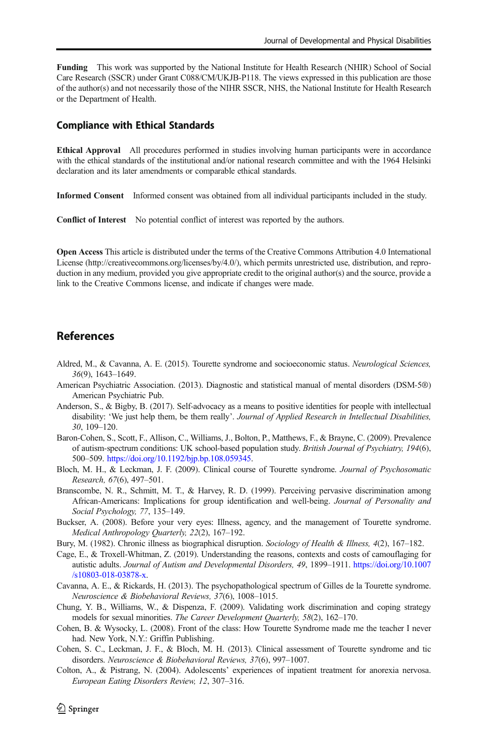**Funding** This work was supported by the National Institute for Health Research (NHIR) School of Social Care Research (SSCR) under Grant C088/CM/UKJB-P118. The views expressed in this publication are those of the author(s) and not necessarily those of the NIHR SSCR, NHS, the National Institute for Health Research or the Department of Health.

## Compliance with Ethical Standards

**Ethical Approval** All procedures performed in studies involving human participants were in accordance with the ethical standards of the institutional and/or national research committee and with the 1964 Helsinki declaration and its later amendments or comparable ethical standards.

**Informed Consent** Informed consent was obtained from all individual participants included in the study.

**Conflict of Interest** No potential conflict of interest was reported by the authors.

**Open Access** This article is distributed under the terms of the Creative Commons Attribution 4.0 International License (http://creativecommons.org/licenses/by/4.0/), which permits unrestricted use, distribution, and reproduction in any medium, provided you give appropriate credit to the original author(s) and the source, provide a link to the Creative Commons license, and indicate if changes were made.

## References

Aldred, M., & Cavanna, A. E. (2015). Tourette syndrome and socioeconomic status. *Neurological Sciences, 36*(9), 1643–1649.

American Psychiatric Association. (2013). Diagnostic and statistical manual of mental disorders (DSM-5®) American Psychiatric Pub.

Anderson, S., & Bigby, B. (2017). Self-advocacy as a means to positive identities for people with intellectual disability: 'We just help them, be them really'. *Journal of Applied Research in Intellectual Disabilities, 30*, 109–120.

Baron-Cohen, S., Scott, F., Allison, C., Williams, J., Bolton, P., Matthews, F., & Brayne, C. (2009). Prevalence of autism-spectrum conditions: UK school-based population study. *British Journal of Psychiatry, 194*(6), 500–509. https://doi.org/10.1192/bjp.bp.108.059345.

Bloch, M. H., & Leckman, J. F. (2009). Clinical course of Tourette syndrome. *Journal of Psychosomatic Research, 67*(6), 497–501.

Branscombe, N. R., Schmitt, M. T., & Harvey, R. D. (1999). Perceiving pervasive discrimination among African-Americans: Implications for group identification and well-being. *Journal of Personality and Social Psychology, 77*, 135–149.

Buckser, A. (2008). Before your very eyes: Illness, agency, and the management of Tourette syndrome. *Medical Anthropology Quarterly, 22*(2), 167–192.

Bury, M. (1982). Chronic illness as biographical disruption. *Sociology of Health & Illness, 4*(2), 167–182.

Cage, E., & Troxell-Whitman, Z. (2019). Understanding the reasons, contexts and costs of camouflaging for autistic adults. *Journal of Autism and Developmental Disorders, 49*, 1899–1911. https://doi.org/10.1007/s10803-018-03878-x.

Cavanna, A. E., & Rickards, H. (2013). The psychopathological spectrum of Gilles de la Tourette syndrome. *Neuroscience & Biobehavioral Reviews, 37*(6), 1008–1015.

Chung, Y. B., Williams, W., & Dispenza, F. (2009). Validating work discrimination and coping strategy models for sexual minorities. *The Career Development Quarterly, 58*(2), 162–170.

Cohen, B. & Wysocky, L. (2008). Front of the class: How Tourette Syndrome made me the teacher I never had. New York, N.Y.: Griffin Publishing.

Cohen, S. C., Leckman, J. F., & Bloch, M. H. (2013). Clinical assessment of Tourette syndrome and tic disorders. *Neuroscience & Biobehavioral Reviews, 37*(6), 997–1007.

Colton, A., & Pistrang, N. (2004). Adolescents' experiences of inpatient treatment for anorexia nervosa. *European Eating Disorders Review, 12*, 307–316.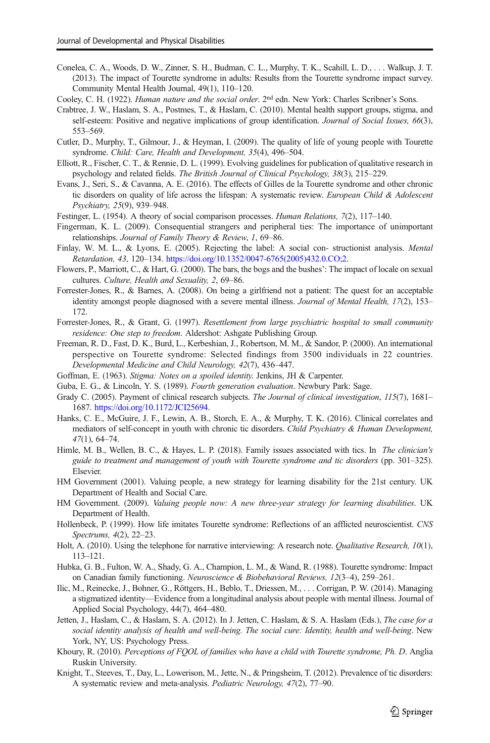Conelea, C. A., Woods, D. W., Zinner, S. H., Budman, C. L., Murphy, T. K., Scahill, L. D., . . . Walkup, J. T. (2013). The impact of Tourette syndrome in adults: Results from the Tourette syndrome impact survey. Community Mental Health Journal, 49(1), 110–120.

Cooley, C. H. (1922). *Human nature and the social order*. 2nd edn. New York: Charles Scribner's Sons.

Crabtree, J. W., Haslam, S. A., Postmes, T., & Haslam, C. (2010). Mental health support groups, stigma, and self-esteem: Positive and negative implications of group identification. *Journal of Social Issues, 66*(3), 553–569.

Cutler, D., Murphy, T., Gilmour, J., & Heyman, I. (2009). The quality of life of young people with Tourette syndrome. *Child: Care, Health and Development, 35*(4), 496–504.

Elliott, R., Fischer, C. T., & Rennie, D. L. (1999). Evolving guidelines for publication of qualitative research in psychology and related fields. *The British Journal of Clinical Psychology, 38*(3), 215–229.

Evans, J., Seri, S., & Cavanna, A. E. (2016). The effects of Gilles de la Tourette syndrome and other chronic tic disorders on quality of life across the lifespan: A systematic review. *European Child & Adolescent Psychiatry, 25*(9), 939–948.

Festinger, L. (1954). A theory of social comparison processes. *Human Relations, 7*(2), 117–140.

Fingerman, K. L. (2009). Consequential strangers and peripheral ties: The importance of unimportant relationships. *Journal of Family Theory & Review*, *1*, 69–86.

Finlay, W. M. L., & Lyons, E. (2005). Rejecting the label: A social con- structionist analysis. *Mental Retardation, 43*, 120–134. https://doi.org/10.1352/0047-6765(2005)432.0.CO;2.

Flowers, P., Marriott, C., & Hart, G. (2000). The bars, the bogs and the bushes': The impact of locale on sexual cultures. *Culture, Health and Sexuality, 2*, 69–86.

Forrester-Jones, R., & Barnes, A. (2008). On being a girlfriend not a patient: The quest for an acceptable identity amongst people diagnosed with a severe mental illness. *Journal of Mental Health, 17*(2), 153–172.

Forrester-Jones, R., & Grant, G. (1997). *Resettlement from large psychiatric hospital to small community residence: One step to freedom*. Aldershot: Ashgate Publishing Group.

Freeman, R. D., Fast, D. K., Burd, L., Kerbeshian, J., Robertson, M. M., & Sandor, P. (2000). An international perspective on Tourette syndrome: Selected findings from 3500 individuals in 22 countries. *Developmental Medicine and Child Neurology, 42*(7), 436–447.

Goffman, E. (1963). *Stigma: Notes on a spoiled identity.* Jenkins, JH & Carpenter.

Guba, E. G., & Lincoln, Y. S. (1989). *Fourth generation evaluation*. Newbury Park: Sage.

Grady C. (2005). Payment of clinical research subjects. *The Journal of clinical investigation*, *115*(7), 1681–1687. https://doi.org/10.1172/JCI25694.

Hanks, C. E., McGuire, J. F., Lewin, A. B., Storch, E. A., & Murphy, T. K. (2016). Clinical correlates and mediators of self-concept in youth with chronic tic disorders. *Child Psychiatry & Human Development, 47*(1), 64–74.

Himle, M. B., Wellen, B. C., & Hayes, L. P. (2018). Family issues associated with tics. In *The clinician's guide to treatment and management of youth with Tourette syndrome and tic disorders* (pp. 301–325). Elsevier.

HM Government (2001). Valuing people, a new strategy for learning disability for the 21st century. UK Department of Health and Social Care.

HM Government. (2009). *Valuing people now: A new three-year strategy for learning disabilities*. UK Department of Health.

Hollenbeck, P. (1999). How life imitates Tourette syndrome: Reflections of an afflicted neuroscientist. *CNS Spectrums, 4*(2), 22–23.

Holt, A. (2010). Using the telephone for narrative interviewing: A research note. *Qualitative Research, 10*(1), 113–121.

Hubka, G. B., Fulton, W. A., Shady, G. A., Champion, L. M., & Wand, R. (1988). Tourette syndrome: Impact on Canadian family functioning. *Neuroscience & Biobehavioral Reviews, 12*(3–4), 259–261.

Ilic, M., Reinecke, J., Bohner, G., Röttgers, H., Beblo, T., Driessen, M., . . . Corrigan, P. W. (2014). Managing a stigmatized identity—Evidence from a longitudinal analysis about people with mental illness. Journal of Applied Social Psychology, 44(7), 464–480.

Jetten, J., Haslam, C., & Haslam, S. A. (2012). In J. Jetten, C. Haslam, & S. A. Haslam (Eds.), *The case for a social identity analysis of health and well-being. The social cure: Identity, health and well-being*. New York, NY, US: Psychology Press.

Khoury, R. (2010). *Perceptions of FQOL of families who have a child with Tourette syndrome, Ph. D*. Anglia Ruskin University.

Knight, T., Steeves, T., Day, L., Lowerison, M., Jette, N., & Pringsheim, T. (2012). Prevalence of tic disorders: A systematic review and meta-analysis. *Pediatric Neurology, 47*(2), 77–90.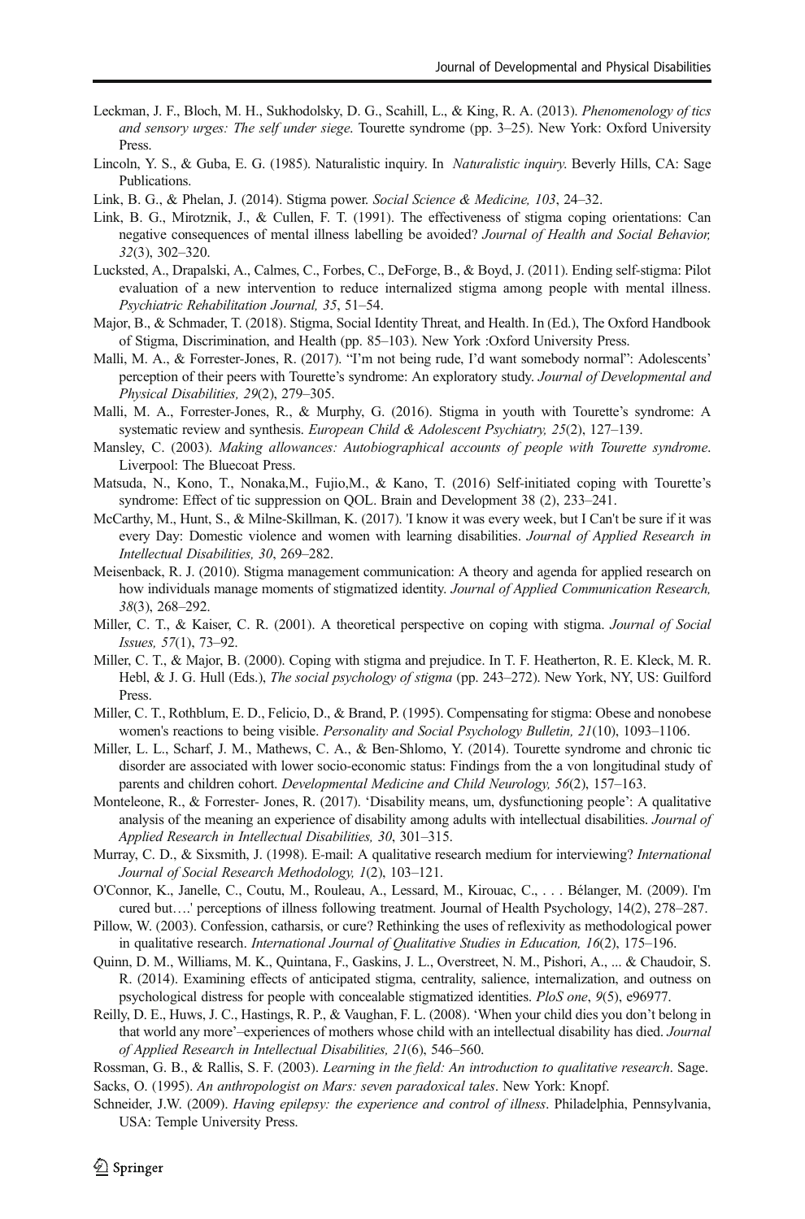Leckman, J. F., Bloch, M. H., Sukhodolsky, D. G., Scahill, L., & King, R. A. (2013). *Phenomenology of tics and sensory urges: The self under siege*. Tourette syndrome (pp. 3–25). New York: Oxford University Press.

Lincoln, Y. S., & Guba, E. G. (1985). Naturalistic inquiry. In *Naturalistic inquiry*. Beverly Hills, CA: Sage Publications.

Link, B. G., & Phelan, J. (2014). Stigma power. *Social Science & Medicine, 103*, 24–32.

Link, B. G., Mirotznik, J., & Cullen, F. T. (1991). The effectiveness of stigma coping orientations: Can negative consequences of mental illness labelling be avoided? *Journal of Health and Social Behavior, 32*(3), 302–320.

Lucksted, A., Drapalski, A., Calmes, C., Forbes, C., DeForge, B., & Boyd, J. (2011). Ending self-stigma: Pilot evaluation of a new intervention to reduce internalized stigma among people with mental illness. *Psychiatric Rehabilitation Journal, 35*, 51–54.

Major, B., & Schmader, T. (2018). Stigma, Social Identity Threat, and Health. In (Ed.), The Oxford Handbook of Stigma, Discrimination, and Health (pp. 85–103). New York :Oxford University Press.

Malli, M. A., & Forrester-Jones, R. (2017). "I'm not being rude, I'd want somebody normal": Adolescents' perception of their peers with Tourette's syndrome: An exploratory study. *Journal of Developmental and Physical Disabilities, 29*(2), 279–305.

Malli, M. A., Forrester-Jones, R., & Murphy, G. (2016). Stigma in youth with Tourette's syndrome: A systematic review and synthesis. *European Child & Adolescent Psychiatry, 25*(2), 127–139.

Mansley, C. (2003). *Making allowances: Autobiographical accounts of people with Tourette syndrome*. Liverpool: The Bluecoat Press.

Matsuda, N., Kono, T., Nonaka,M., Fujio,M., & Kano, T. (2016) Self-initiated coping with Tourette's syndrome: Effect of tic suppression on QOL. Brain and Development 38 (2), 233–241.

McCarthy, M., Hunt, S., & Milne-Skillman, K. (2017). 'I know it was every week, but I Can't be sure if it was every Day: Domestic violence and women with learning disabilities. *Journal of Applied Research in Intellectual Disabilities, 30*, 269–282.

Meisenbach, R. J. (2010). Stigma management communication: A theory and agenda for applied research on how individuals manage moments of stigmatized identity. *Journal of Applied Communication Research, 38*(3), 268–292.

Miller, C. T., & Kaiser, C. R. (2001). A theoretical perspective on coping with stigma. *Journal of Social Issues, 57*(1), 73–92.

Miller, C. T., & Major, B. (2000). Coping with stigma and prejudice. In T. F. Heatherton, R. E. Kleck, M. R. Hebl, & J. G. Hull (Eds.), *The social psychology of stigma* (pp. 243–272). New York, NY, US: Guilford Press.

Miller, C. T., Rothblum, E. D., Felicio, D., & Brand, P. (1995). Compensating for stigma: Obese and nonobese women's reactions to being visible. *Personality and Social Psychology Bulletin, 21*(10), 1093–1106.

Miller, L. L., Scharf, J. M., Mathews, C. A., & Ben-Shlomo, Y. (2014). Tourette syndrome and chronic tic disorder are associated with lower socio-economic status: Findings from the a von longitudinal study of parents and children cohort. *Developmental Medicine and Child Neurology, 56*(2), 157–163.

Monteleone, R., & Forrester- Jones, R. (2017). 'Disability means, um, dysfunctioning people': A qualitative analysis of the meaning an experience of disability among adults with intellectual disabilities. *Journal of Applied Research in Intellectual Disabilities, 30*, 301–315.

Murray, C. D., & Sixsmith, J. (1998). E-mail: A qualitative research medium for interviewing? *International Journal of Social Research Methodology, 1*(2), 103–121.

O'Connor, K., Janelle, C., Coutu, M., Rouleau, A., Lessard, M., Kirouac, C., . . . Bélanger, M. (2009). I'm cured but….' perceptions of illness following treatment. Journal of Health Psychology, 14(2), 278–287.

Pillow, W. (2003). Confession, catharsis, or cure? Rethinking the uses of reflexivity as methodological power in qualitative research. *International Journal of Qualitative Studies in Education, 16*(2), 175–196.

Quinn, D. M., Williams, M. K., Quintana, F., Gaskins, J. L., Overstreet, N. M., Pishori, A., ... & Chaudoir, S. R. (2014). Examining effects of anticipated stigma, centrality, salience, internalization, and outness on psychological distress for people with concealable stigmatized identities. *PloS one, 9*(5), e96977.

Reilly, D. E., Huws, J. C., Hastings, R. P., & Vaughan, F. L. (2008). 'When your child dies you don't belong in that world any more'–experiences of mothers whose child with an intellectual disability has died. *Journal of Applied Research in Intellectual Disabilities, 21*(6), 546–560.

Rossman, G. B., & Rallis, S. F. (2003). *Learning in the field: An introduction to qualitative research*. Sage.

Sacks, O. (1995). *An anthropologist on Mars: seven paradoxical tales*. New York: Knopf.

Schneider, J.W. (2009). *Having epilepsy: the experience and control of illness*. Philadelphia, Pennsylvania, USA: Temple University Press.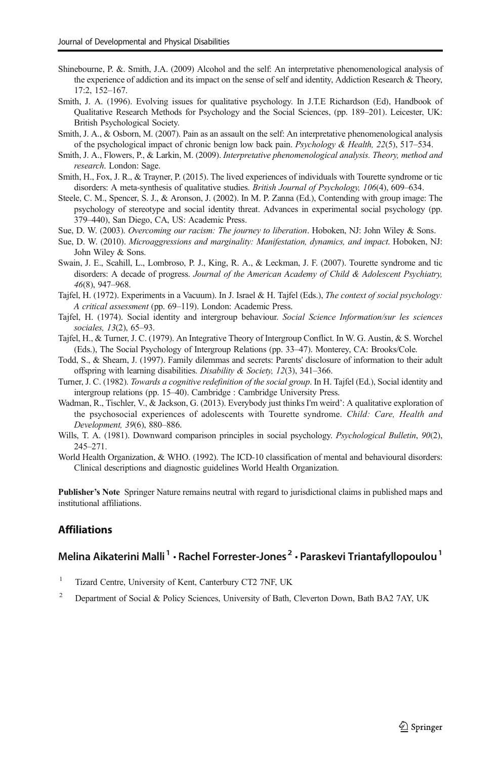Shinebourne, P. &. Smith, J.A. (2009) Alcohol and the self: An interpretative phenomenological analysis of the experience of addiction and its impact on the sense of self and identity, Addiction Research & Theory, 17:2, 152–167.

Smith, J. A. (1996). Evolving issues for qualitative psychology. In J.T.E Richardson (Ed), Handbook of Qualitative Research Methods for Psychology and the Social Sciences, (pp. 189–201). Leicester, UK: British Psychological Society.

Smith, J. A., & Osborn, M. (2007). Pain as an assault on the self: An interpretative phenomenological analysis of the psychological impact of chronic benign low back pain. *Psychology & Health, 22*(5), 517–534.

Smith, J. A., Flowers, P., & Larkin, M. (2009). *Interpretative phenomenological analysis. Theory, method and research*. London: Sage.

Smith, H., Fox, J. R., & Trayner, P. (2015). The lived experiences of individuals with Tourette syndrome or tic disorders: A meta-synthesis of qualitative studies. *British Journal of Psychology, 106*(4), 609–634.

Steele, C. M., Spencer, S. J., & Aronson, J. (2002). In M. P. Zanna (Ed.), Contending with group image: The psychology of stereotype and social identity threat. Advances in experimental social psychology (pp. 379–440), San Diego, CA, US: Academic Press.

Sue, D. W. (2003). *Overcoming our racism: The journey to liberation*. Hoboken, NJ: John Wiley & Sons.

Sue, D. W. (2010). *Microaggressions and marginality: Manifestation, dynamics, and impact*. Hoboken, NJ: John Wiley & Sons.

Swain, J. E., Scahill, L., Lombroso, P. J., King, R. A., & Leckman, J. F. (2007). Tourette syndrome and tic disorders: A decade of progress. *Journal of the American Academy of Child & Adolescent Psychiatry, 46*(8), 947–968.

Tajfel, H. (1972). Experiments in a Vacuum). In J. Israel & H. Tajfel (Eds.), *The context of social psychology: A critical assessment* (pp. 69–119). London: Academic Press.

Tajfel, H. (1974). Social identity and intergroup behaviour. *Social Science Information/sur les sciences sociales, 13*(2), 65–93.

Tajfel, H., & Turner, J. C. (1979). An Integrative Theory of Intergroup Conflict. In W. G. Austin, & S. Worchel (Eds.), The Social Psychology of Intergroup Relations (pp. 33–47). Monterey, CA: Brooks/Cole.

Todd, S., & Shearn, J. (1997). Family dilemmas and secrets: Parents' disclosure of information to their adult offspring with learning disabilities. *Disability & Society, 12*(3), 341–366.

Turner, J. C. (1982). *Towards a cognitive redefinition of the social group*. In H. Tajfel (Ed.), Social identity and intergroup relations (pp. 15–40). Cambridge : Cambridge University Press.

Wadman, R., Tischler, V., & Jackson, G. (2013). Everybody just thinks I'm weird': A qualitative exploration of the psychosocial experiences of adolescents with Tourette syndrome. *Child: Care, Health and Development, 39*(6), 880–886.

Wills, T. A. (1981). Downward comparison principles in social psychology. *Psychological Bulletin*, *90*(2), 245–271.

World Health Organization, & WHO. (1992). The ICD-10 classification of mental and behavioural disorders: Clinical descriptions and diagnostic guidelines World Health Organization.

**Publisher's Note** Springer Nature remains neutral with regard to jurisdictional claims in published maps and institutional affiliations.

## Affiliations

### Melina Aikaterini Malli [1] · Rachel Forrester-Jones [2] · Paraskevi Triantafyllopoulou [1]

[1] Tizard Centre, University of Kent, Canterbury CT2 7NF, UK

[2] Department of Social & Policy Sciences, University of Bath, Cleverton Down, Bath BA2 7AY, UK